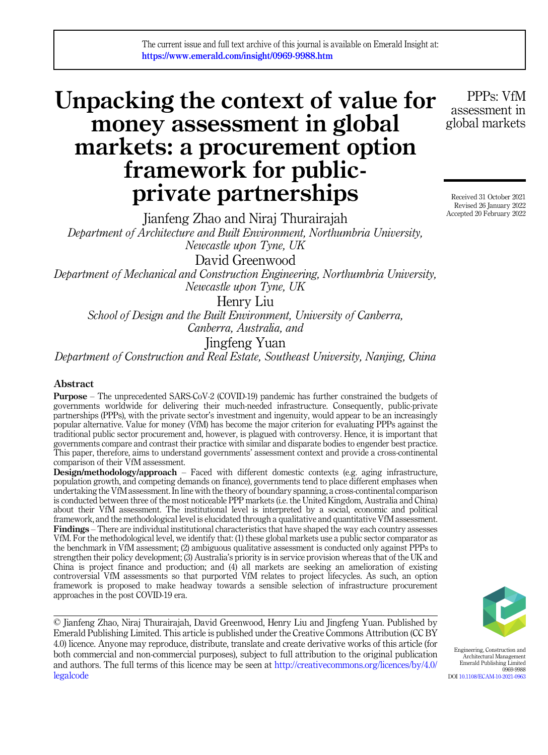The current issue and full text archive of this journal is available on Emerald Insight at: https://www.emerald.com/insight/0969-9988.htm

# Unpacking the context of value for money assessment in global markets: a procurement option framework for public-private partnerships

Jianfeng Zhao and Niraj Thurairajah
*Department of Architecture and Built Environment, Northumbria University, Newcastle upon Tyne, UK*

David Greenwood
*Department of Mechanical and Construction Engineering, Northumbria University, Newcastle upon Tyne, UK*

Henry Liu
*School of Design and the Built Environment, University of Canberra, Canberra, Australia, and*

Jingfeng Yuan
*Department of Construction and Real Estate, Southeast University, Nanjing, China*

Received 31 October 2021
Revised 26 January 2022
Accepted 20 February 2022

## Abstract

**Purpose** – The unprecedented SARS-CoV-2 (COVID-19) pandemic has further constrained the budgets of governments worldwide for delivering their much-needed infrastructure. Consequently, public-private partnerships (PPPs), with the private sector's investment and ingenuity, would appear to be an increasingly popular alternative. Value for money (VfM) has become the major criterion for evaluating PPPs against the traditional public sector procurement and, however, is plagued with controversy. Hence, it is important that governments compare and contrast their practice with similar and disparate bodies to engender best practice. This paper, therefore, aims to understand governments' assessment context and provide a cross-continental comparison of their VfM assessment.

**Design/methodology/approach** – Faced with different domestic contexts (e.g. aging infrastructure, population growth, and competing demands on finance), governments tend to place different emphases when undertaking the VfM assessment. In line with the theory of boundary spanning, a cross-continental comparison is conducted between three of the most noticeable PPP markets (i.e. the United Kingdom, Australia and China) about their VfM assessment. The institutional level is interpreted by a social, economic and political framework, and the methodological level is elucidated through a qualitative and quantitative VfM assessment.

**Findings** – There are individual institutional characteristics that have shaped the way each country assesses VfM. For the methodological level, we identify that: (1) these global markets use a public sector comparator as the benchmark in VfM assessment; (2) ambiguous qualitative assessment is conducted only against PPPs to strengthen their policy development; (3) Australia's priority is in service provision whereas that of the UK and China is project finance and production; and (4) all markets are seeking an amelioration of existing controversial VfM assessments so that purported VfM relates to project lifecycles. As such, an option framework is proposed to make headway towards a sensible selection of infrastructure procurement approaches in the post COVID-19 era.

© Jianfeng Zhao, Niraj Thurairajah, David Greenwood, Henry Liu and Jingfeng Yuan. Published by Emerald Publishing Limited. This article is published under the Creative Commons Attribution (CC BY 4.0) licence. Anyone may reproduce, distribute, translate and create derivative works of this article (for both commercial and non-commercial purposes), subject to full attribution to the original publication and authors. The full terms of this licence may be seen at http://creativecommons.org/licences/by/4.0/legalcode

Engineering, Construction and Architectural Management
Emerald Publishing Limited
0969-9988
DOI 10.1108/ECAM-10-2021-0963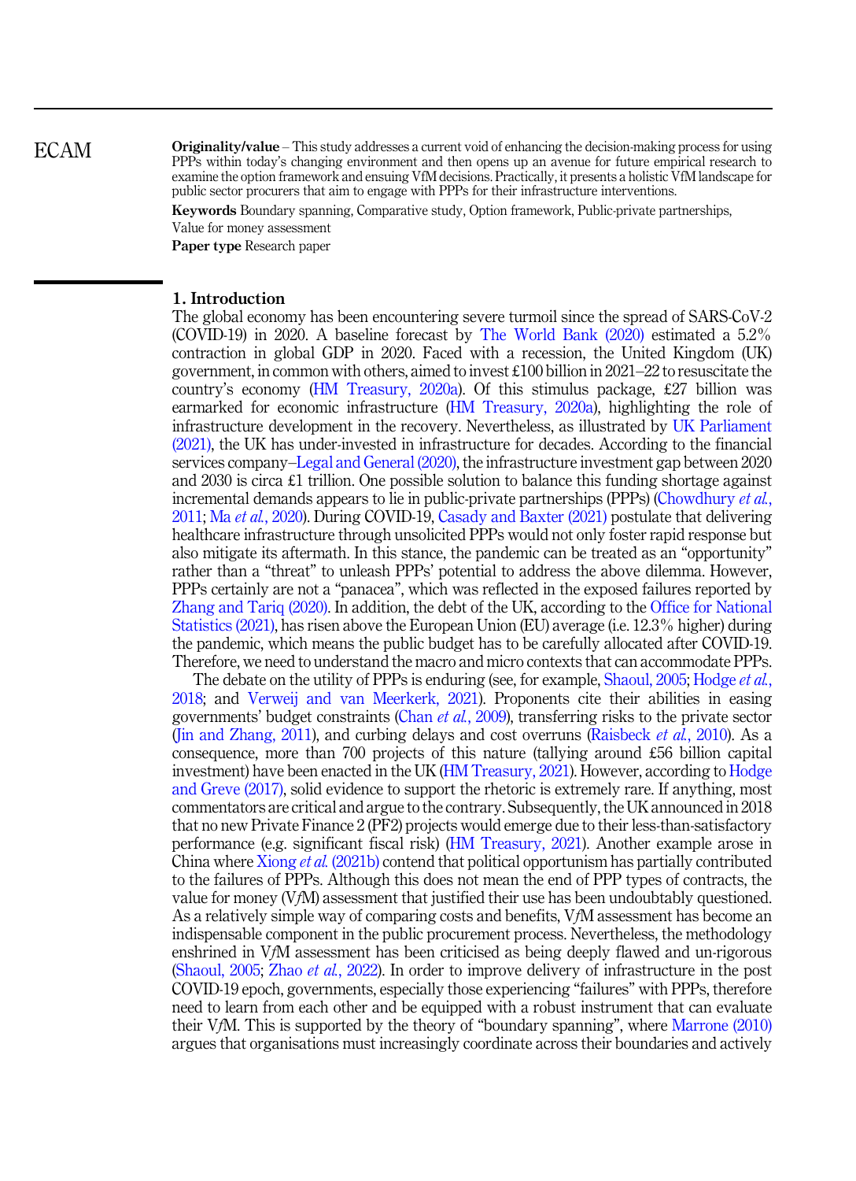**Originality/value** – This study addresses a current void of enhancing the decision-making process for using PPPs within today's changing environment and then opens up an avenue for future empirical research to examine the option framework and ensuing VfM decisions. Practically, it presents a holistic VfM landscape for public sector procurers that aim to engage with PPPs for their infrastructure interventions.

**Keywords** Boundary spanning, Comparative study, Option framework, Public-private partnerships, Value for money assessment

**Paper type** Research paper

## 1. Introduction

The global economy has been encountering severe turmoil since the spread of SARS-CoV-2 (COVID-19) in 2020. A baseline forecast by The World Bank (2020) estimated a 5.2% contraction in global GDP in 2020. Faced with a recession, the United Kingdom (UK) government, in common with others, aimed to invest £100 billion in 2021–22 to resuscitate the country's economy (HM Treasury, 2020a). Of this stimulus package, £27 billion was earmarked for economic infrastructure (HM Treasury, 2020a), highlighting the role of infrastructure development in the recovery. Nevertheless, as illustrated by UK Parliament (2021), the UK has under-invested in infrastructure for decades. According to the financial services company–Legal and General (2020), the infrastructure investment gap between 2020 and 2030 is circa £1 trillion. One possible solution to balance this funding shortage against incremental demands appears to lie in public-private partnerships (PPPs) (Chowdhury *et al.*, 2011; Ma *et al.*, 2020). During COVID-19, Casady and Baxter (2021) postulate that delivering healthcare infrastructure through unsolicited PPPs would not only foster rapid response but also mitigate its aftermath. In this stance, the pandemic can be treated as an "opportunity" rather than a "threat" to unleash PPPs' potential to address the above dilemma. However, PPPs certainly are not a "panacea", which was reflected in the exposed failures reported by Zhang and Tariq (2020). In addition, the debt of the UK, according to the Office for National Statistics (2021), has risen above the European Union (EU) average (i.e. 12.3% higher) during the pandemic, which means the public budget has to be carefully allocated after COVID-19. Therefore, we need to understand the macro and micro contexts that can accommodate PPPs.

The debate on the utility of PPPs is enduring (see, for example, Shaoul, 2005; Hodge *et al.*, 2018; and Verweij and van Meerkerk, 2021). Proponents cite their abilities in easing governments' budget constraints (Chan *et al.*, 2009), transferring risks to the private sector (Jin and Zhang, 2011), and curbing delays and cost overruns (Raisbeck *et al.*, 2010). As a consequence, more than 700 projects of this nature (tallying around £56 billion capital investment) have been enacted in the UK (HM Treasury, 2021). However, according to Hodge and Greve (2017), solid evidence to support the rhetoric is extremely rare. If anything, most commentators are critical and argue to the contrary. Subsequently, the UK announced in 2018 that no new Private Finance 2 (PF2) projects would emerge due to their less-than-satisfactory performance (e.g. significant fiscal risk) (HM Treasury, 2021). Another example arose in China where Xiong *et al.* (2021b) contend that political opportunism has partially contributed to the failures of PPPs. Although this does not mean the end of PPP types of contracts, the value for money (V*f*M) assessment that justified their use has been undoubtably questioned. As a relatively simple way of comparing costs and benefits, V*f*M assessment has become an indispensable component in the public procurement process. Nevertheless, the methodology enshrined in V*f*M assessment has been criticised as being deeply flawed and un-rigorous (Shaoul, 2005; Zhao *et al.*, 2022). In order to improve delivery of infrastructure in the post COVID-19 epoch, governments, especially those experiencing "failures" with PPPs, therefore need to learn from each other and be equipped with a robust instrument that can evaluate their V*f*M. This is supported by the theory of "boundary spanning", where Marrone (2010) argues that organisations must increasingly coordinate across their boundaries and actively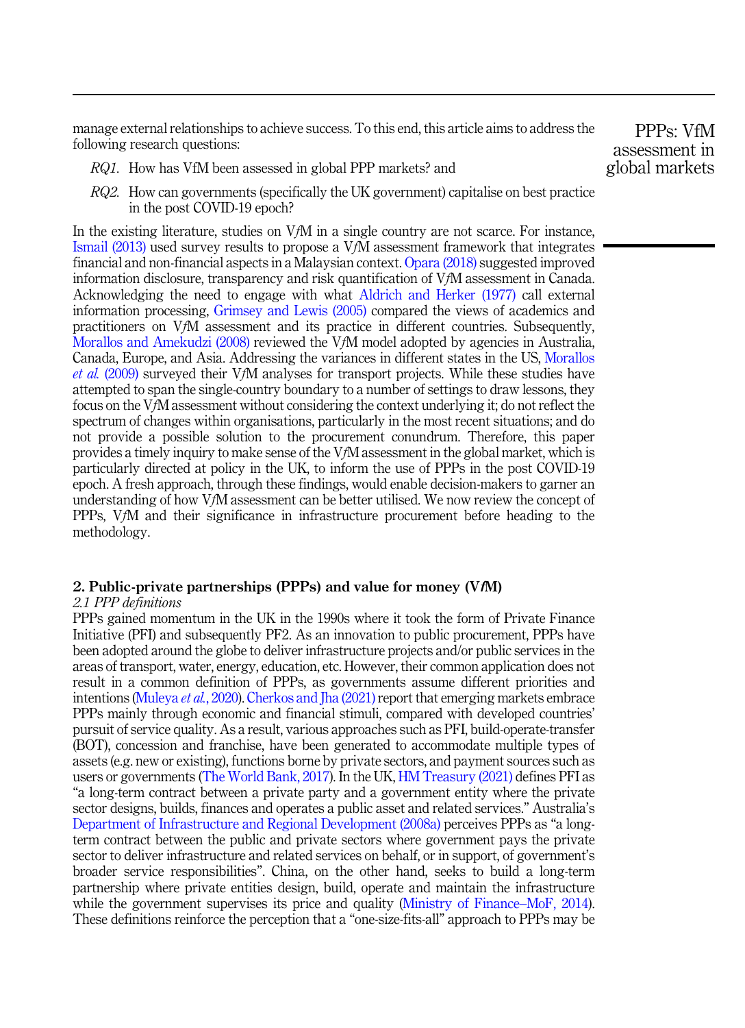manage external relationships to achieve success. To this end, this article aims to address the following research questions:

*RQ1*. How has VfM been assessed in global PPP markets? and

*RQ2*. How can governments (specifically the UK government) capitalise on best practice in the post COVID-19 epoch?

In the existing literature, studies on V*f*M in a single country are not scarce. For instance, Ismail (2013) used survey results to propose a V*f*M assessment framework that integrates financial and non-financial aspects in a Malaysian context. Opara (2018) suggested improved information disclosure, transparency and risk quantification of V*f*M assessment in Canada. Acknowledging the need to engage with what Aldrich and Herker (1977) call external information processing, Grimsey and Lewis (2005) compared the views of academics and practitioners on V*f*M assessment and its practice in different countries. Subsequently, Morallos and Amekudzi (2008) reviewed the V*f*M model adopted by agencies in Australia, Canada, Europe, and Asia. Addressing the variances in different states in the US, Morallos *et al.* (2009) surveyed their V*f*M analyses for transport projects. While these studies have attempted to span the single-country boundary to a number of settings to draw lessons, they focus on the V*f*M assessment without considering the context underlying it; do not reflect the spectrum of changes within organisations, particularly in the most recent situations; and do not provide a possible solution to the procurement conundrum. Therefore, this paper provides a timely inquiry to make sense of the V*f*M assessment in the global market, which is particularly directed at policy in the UK, to inform the use of PPPs in the post COVID-19 epoch. A fresh approach, through these findings, would enable decision-makers to garner an understanding of how V*f*M assessment can be better utilised. We now review the concept of PPPs, V*f*M and their significance in infrastructure procurement before heading to the methodology.

## 2. Public-private partnerships (PPPs) and value for money (V*f*M)

### *2.1 PPP definitions*

PPPs gained momentum in the UK in the 1990s where it took the form of Private Finance Initiative (PFI) and subsequently PF2. As an innovation to public procurement, PPPs have been adopted around the globe to deliver infrastructure projects and/or public services in the areas of transport, water, energy, education, etc. However, their common application does not result in a common definition of PPPs, as governments assume different priorities and intentions (Muleya *et al.*, 2020). Cherkos and Jha (2021) report that emerging markets embrace PPPs mainly through economic and financial stimuli, compared with developed countries' pursuit of service quality. As a result, various approaches such as PFI, build-operate-transfer (BOT), concession and franchise, have been generated to accommodate multiple types of assets (e.g. new or existing), functions borne by private sectors, and payment sources such as users or governments (The World Bank, 2017). In the UK, HM Treasury (2021) defines PFI as "a long-term contract between a private party and a government entity where the private sector designs, builds, finances and operates a public asset and related services." Australia's Department of Infrastructure and Regional Development (2008a) perceives PPPs as "a long-term contract between the public and private sectors where government pays the private sector to deliver infrastructure and related services on behalf, or in support, of government's broader service responsibilities". China, on the other hand, seeks to build a long-term partnership where private entities design, build, operate and maintain the infrastructure while the government supervises its price and quality (Ministry of Finance–MoF, 2014). These definitions reinforce the perception that a "one-size-fits-all" approach to PPPs may be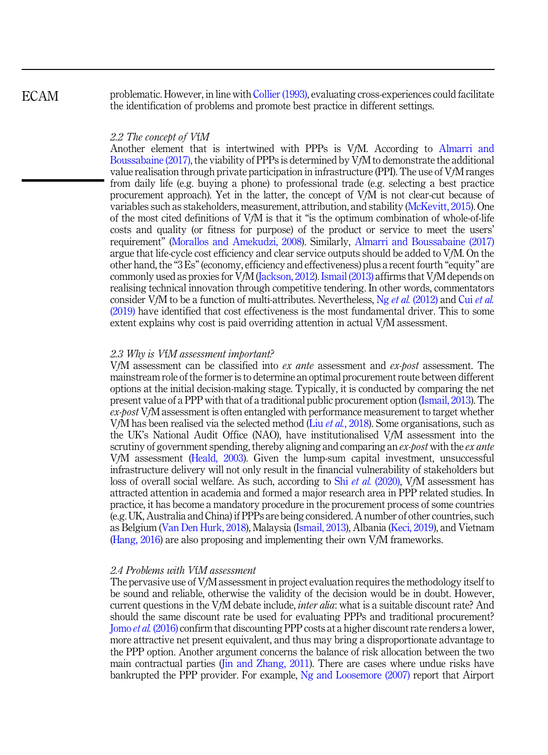problematic. However, in line with Collier (1993), evaluating cross-experiences could facilitate the identification of problems and promote best practice in different settings.

### *2.2 The concept of VfM*

Another element that is intertwined with PPPs is V*f*M. According to Almarri and Boussabaine (2017), the viability of PPPs is determined by V*f*M to demonstrate the additional value realisation through private participation in infrastructure (PPI). The use of V*f*M ranges from daily life (e.g. buying a phone) to professional trade (e.g. selecting a best practice procurement approach). Yet in the latter, the concept of V*f*M is not clear-cut because of variables such as stakeholders, measurement, attribution, and stability (McKevitt, 2015). One of the most cited definitions of V*f*M is that it "is the optimum combination of whole-of-life costs and quality (or fitness for purpose) of the product or service to meet the users' requirement" (Morallos and Amekudzi, 2008). Similarly, Almarri and Boussabaine (2017) argue that life-cycle cost efficiency and clear service outputs should be added to V*f*M. On the other hand, the "3 Es" (economy, efficiency and effectiveness) plus a recent fourth "equity" are commonly used as proxies for V*f*M (Jackson, 2012). Ismail (2013) affirms that V*f*M depends on realising technical innovation through competitive tendering. In other words, commentators consider V*f*M to be a function of multi-attributes. Nevertheless, Ng *et al.* (2012) and Cui *et al.* (2019) have identified that cost effectiveness is the most fundamental driver. This to some extent explains why cost is paid overriding attention in actual V*f*M assessment.

### *2.3 Why is VfM assessment important?*

V*f*M assessment can be classified into *ex ante* assessment and *ex-post* assessment. The mainstream role of the former is to determine an optimal procurement route between different options at the initial decision-making stage. Typically, it is conducted by comparing the net present value of a PPP with that of a traditional public procurement option (Ismail, 2013). The *ex-post* V*f*M assessment is often entangled with performance measurement to target whether V*f*M has been realised via the selected method (Liu *et al.*, 2018). Some organisations, such as the UK's National Audit Office (NAO), have institutionalised V*f*M assessment into the scrutiny of government spending, thereby aligning and comparing an *ex-post* with the *ex ante* V*f*M assessment (Heald, 2003). Given the lump-sum capital investment, unsuccessful infrastructure delivery will not only result in the financial vulnerability of stakeholders but loss of overall social welfare. As such, according to Shi *et al.* (2020), V*f*M assessment has attracted attention in academia and formed a major research area in PPP related studies. In practice, it has become a mandatory procedure in the procurement process of some countries (e.g. UK, Australia and China) if PPPs are being considered. A number of other countries, such as Belgium (Van Den Hurk, 2018), Malaysia (Ismail, 2013), Albania (Keci, 2019), and Vietnam (Hang, 2016) are also proposing and implementing their own V*f*M frameworks.

### *2.4 Problems with VfM assessment*

The pervasive use of V*f*M assessment in project evaluation requires the methodology itself to be sound and reliable, otherwise the validity of the decision would be in doubt. However, current questions in the V*f*M debate include, *inter alia*: what is a suitable discount rate? And should the same discount rate be used for evaluating PPPs and traditional procurement? Jomo *et al.* (2016) confirm that discounting PPP costs at a higher discount rate renders a lower, more attractive net present equivalent, and thus may bring a disproportionate advantage to the PPP option. Another argument concerns the balance of risk allocation between the two main contractual parties (Jin and Zhang, 2011). There are cases where undue risks have bankrupted the PPP provider. For example, Ng and Loosemore (2007) report that Airport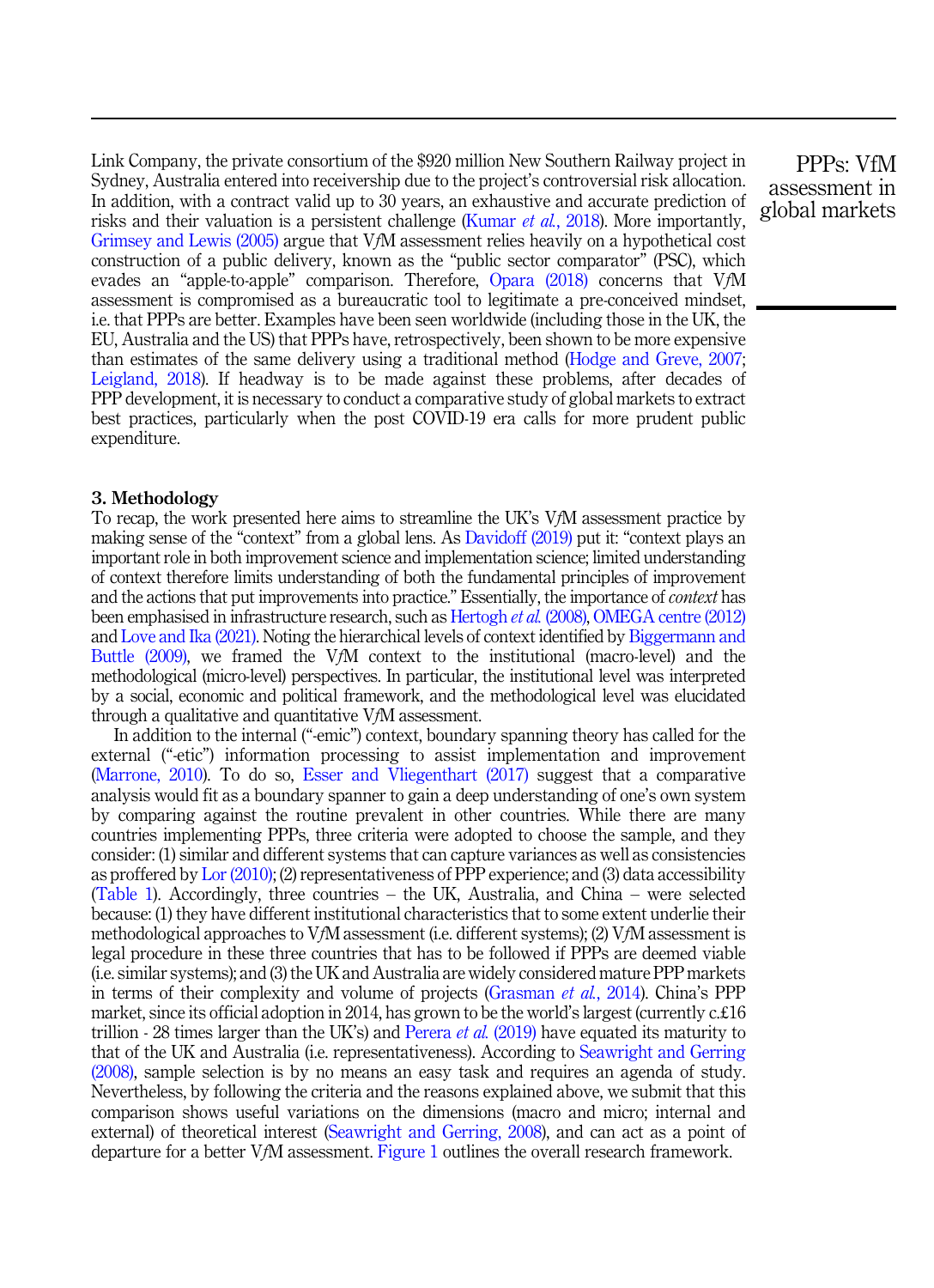Link Company, the private consortium of the $920 million New Southern Railway project in Sydney, Australia entered into receivership due to the project's controversial risk allocation. In addition, with a contract valid up to 30 years, an exhaustive and accurate prediction of risks and their valuation is a persistent challenge (Kumar *et al.*, 2018). More importantly, Grimsey and Lewis (2005) argue that V*f*M assessment relies heavily on a hypothetical cost construction of a public delivery, known as the "public sector comparator" (PSC), which evades an "apple-to-apple" comparison. Therefore, Opara (2018) concerns that V*f*M assessment is compromised as a bureaucratic tool to legitimate a pre-conceived mindset, i.e. that PPPs are better. Examples have been seen worldwide (including those in the UK, the EU, Australia and the US) that PPPs have, retrospectively, been shown to be more expensive than estimates of the same delivery using a traditional method (Hodge and Greve, 2007; Leigland, 2018). If headway is to be made against these problems, after decades of PPP development, it is necessary to conduct a comparative study of global markets to extract best practices, particularly when the post COVID-19 era calls for more prudent public expenditure.

## 3. Methodology

To recap, the work presented here aims to streamline the UK's V*f*M assessment practice by making sense of the "context" from a global lens. As Davidoff (2019) put it: "context plays an important role in both improvement science and implementation science; limited understanding of context therefore limits understanding of both the fundamental principles of improvement and the actions that put improvements into practice." Essentially, the importance of *context* has been emphasised in infrastructure research, such as Hertogh *et al.* (2008), OMEGA centre (2012) and Love and Ika (2021). Noting the hierarchical levels of context identified by Biggermann and Buttle (2009), we framed the V*f*M context to the institutional (macro-level) and the methodological (micro-level) perspectives. In particular, the institutional level was interpreted by a social, economic and political framework, and the methodological level was elucidated through a qualitative and quantitative V*f*M assessment.

In addition to the internal ("-emic") context, boundary spanning theory has called for the external ("-etic") information processing to assist implementation and improvement (Marrone, 2010). To do so, Esser and Vliegenthart (2017) suggest that a comparative analysis would fit as a boundary spanner to gain a deep understanding of one's own system by comparing against the routine prevalent in other countries. While there are many countries implementing PPPs, three criteria were adopted to choose the sample, and they consider: (1) similar and different systems that can capture variances as well as consistencies as proffered by Lor (2010); (2) representativeness of PPP experience; and (3) data accessibility (Table 1). Accordingly, three countries – the UK, Australia, and China – were selected because: (1) they have different institutional characteristics that to some extent underlie their methodological approaches to V*f*M assessment (i.e. different systems); (2) V*f*M assessment is legal procedure in these three countries that has to be followed if PPPs are deemed viable (i.e. similar systems); and (3) the UK and Australia are widely considered mature PPP markets in terms of their complexity and volume of projects (Grasman *et al.*, 2014). China's PPP market, since its official adoption in 2014, has grown to be the world's largest (currently c.£16 trillion - 28 times larger than the UK's) and Perera *et al.* (2019) have equated its maturity to that of the UK and Australia (i.e. representativeness). According to Seawright and Gerring (2008), sample selection is by no means an easy task and requires an agenda of study. Nevertheless, by following the criteria and the reasons explained above, we submit that this comparison shows useful variations on the dimensions (macro and micro; internal and external) of theoretical interest (Seawright and Gerring, 2008), and can act as a point of departure for a better V*f*M assessment. Figure 1 outlines the overall research framework.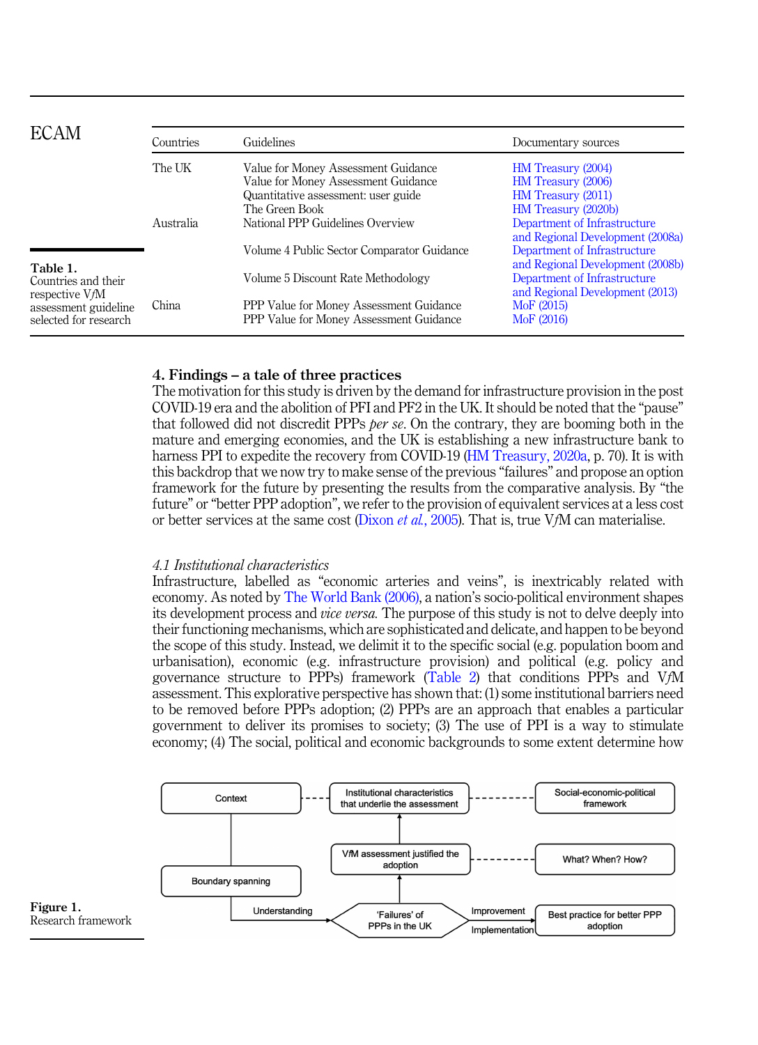**Table 1.** Countries and their respective VfM assessment guideline selected for research

| Countries | Guidelines | Documentary sources |
|---|---|---|
| The UK | Value for Money Assessment Guidance | HM Treasury (2004) |
| | Value for Money Assessment Guidance | HM Treasury (2006) |
| | Quantitative assessment: user guide | HM Treasury (2011) |
| | The Green Book | HM Treasury (2020b) |
| Australia | National PPP Guidelines Overview | Department of Infrastructure and Regional Development (2008a) |
| | Volume 4 Public Sector Comparator Guidance | Department of Infrastructure and Regional Development (2008b) |
| | Volume 5 Discount Rate Methodology | Department of Infrastructure and Regional Development (2013) |
| China | PPP Value for Money Assessment Guidance | MoF (2015) |
| | PPP Value for Money Assessment Guidance | MoF (2016) |

## 4. Findings – a tale of three practices

The motivation for this study is driven by the demand for infrastructure provision in the post COVID-19 era and the abolition of PFI and PF2 in the UK. It should be noted that the "pause" that followed did not discredit PPPs *per se*. On the contrary, they are booming both in the mature and emerging economies, and the UK is establishing a new infrastructure bank to harness PPI to expedite the recovery from COVID-19 (HM Treasury, 2020a, p. 70). It is with this backdrop that we now try to make sense of the previous "failures" and propose an option framework for the future by presenting the results from the comparative analysis. By "the future" or "better PPP adoption", we refer to the provision of equivalent services at a less cost or better services at the same cost (Dixon *et al.*, 2005). That is, true VfM can materialise.

### 4.1 Institutional characteristics

Infrastructure, labelled as "economic arteries and veins", is inextricably related with economy. As noted by The World Bank (2006), a nation's socio-political environment shapes its development process and *vice versa*. The purpose of this study is not to delve deeply into their functioning mechanisms, which are sophisticated and delicate, and happen to be beyond the scope of this study. Instead, we delimit it to the specific social (e.g. population boom and urbanisation), economic (e.g. infrastructure provision) and political (e.g. policy and governance structure to PPPs) framework (Table 2) that conditions PPPs and VfM assessment. This explorative perspective has shown that: (1) some institutional barriers need to be removed before PPPs adoption; (2) PPPs are an approach that enables a particular government to deliver its promises to society; (3) The use of PPI is a way to stimulate economy; (4) The social, political and economic backgrounds to some extent determine how

Context — Institutional characteristics that underlie the assessment — Social-economic-political framework

Boundary spanning — VfM assessment justified the adoption — What? When? How?

Understanding — 'Failures' of PPPs in the UK — Improvement / Implementation — Best practice for better PPP adoption

**Figure 1.** Research framework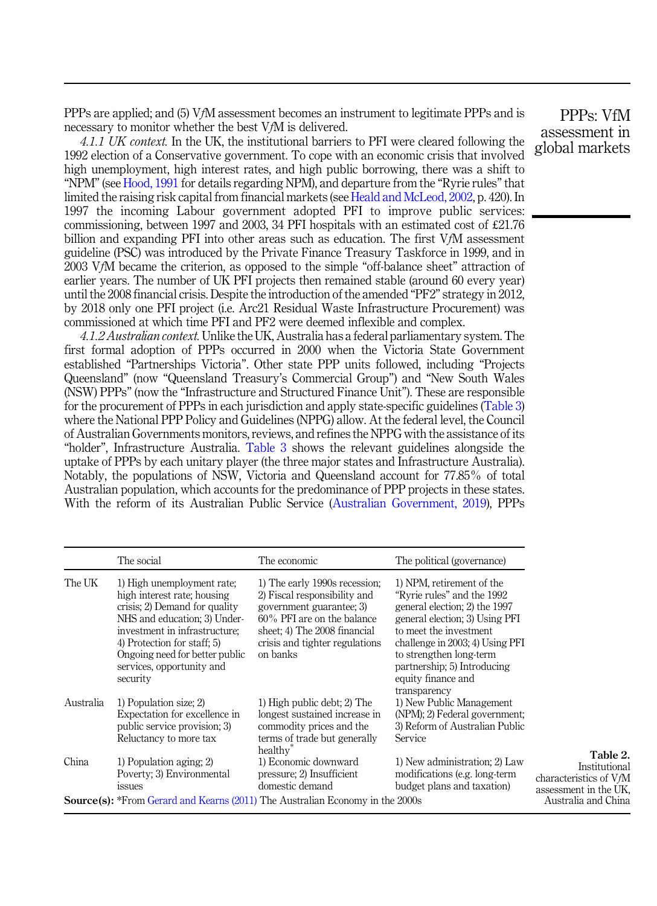PPPs are applied; and (5) V*f*M assessment becomes an instrument to legitimate PPPs and is necessary to monitor whether the best V*f*M is delivered.

*4.1.1 UK context.* In the UK, the institutional barriers to PFI were cleared following the 1992 election of a Conservative government. To cope with an economic crisis that involved high unemployment, high interest rates, and high public borrowing, there was a shift to "NPM" (see Hood, 1991 for details regarding NPM), and departure from the "Ryrie rules" that limited the raising risk capital from financial markets (see Heald and McLeod, 2002, p. 420). In 1997 the incoming Labour government adopted PFI to improve public services: commissioning, between 1997 and 2003, 34 PFI hospitals with an estimated cost of £21.76 billion and expanding PFI into other areas such as education. The first V*f*M assessment guideline (PSC) was introduced by the Private Finance Treasury Taskforce in 1999, and in 2003 V*f*M became the criterion, as opposed to the simple "off-balance sheet" attraction of earlier years. The number of UK PFI projects then remained stable (around 60 every year) until the 2008 financial crisis. Despite the introduction of the amended "PF2" strategy in 2012, by 2018 only one PFI project (i.e. Arc21 Residual Waste Infrastructure Procurement) was commissioned at which time PFI and PF2 were deemed inflexible and complex.

*4.1.2 Australian context.* Unlike the UK, Australia has a federal parliamentary system. The first formal adoption of PPPs occurred in 2000 when the Victoria State Government established "Partnerships Victoria". Other state PPP units followed, including "Projects Queensland" (now "Queensland Treasury's Commercial Group") and "New South Wales (NSW) PPPs" (now the "Infrastructure and Structured Finance Unit"). These are responsible for the procurement of PPPs in each jurisdiction and apply state-specific guidelines (Table 3) where the National PPP Policy and Guidelines (NPPG) allow. At the federal level, the Council of Australian Governments monitors, reviews, and refines the NPPG with the assistance of its "holder", Infrastructure Australia. Table 3 shows the relevant guidelines alongside the uptake of PPPs by each unitary player (the three major states and Infrastructure Australia). Notably, the populations of NSW, Victoria and Queensland account for 77.85% of total Australian population, which accounts for the predominance of PPP projects in these states. With the reform of its Australian Public Service (Australian Government, 2019), PPPs

**Table 2.** Institutional characteristics of V*f*M assessment in the UK, Australia and China

| | The social | The economic | The political (governance) |
|---|---|---|---|
| The UK | 1) High unemployment rate; high interest rate; housing crisis; 2) Demand for quality NHS and education; 3) Under-investment in infrastructure; 4) Protection for staff; 5) Ongoing need for better public services, opportunity and security | 1) The early 1990s recession; 2) Fiscal responsibility and government guarantee; 3) 60% PFI are on the balance sheet; 4) The 2008 financial crisis and tighter regulations on banks | 1) NPM, retirement of the "Ryrie rules" and the 1992 general election; 2) the 1997 general election; 3) Using PFI to meet the investment challenge in 2003; 4) Using PFI to strengthen long-term partnership; 5) Introducing equity finance and transparency |
| Australia | 1) Population size; 2) Expectation for excellence in public service provision; 3) Reluctancy to more tax | 1) High public debt; 2) The longest sustained increase in commodity prices and the terms of trade but generally healthy* | 1) New Public Management (NPM); 2) Federal government; 3) Reform of Australian Public Service |
| China | 1) Population aging; 2) Poverty; 3) Environmental issues | 1) Economic downward pressure; 2) Insufficient domestic demand | 1) New administration; 2) Law modifications (e.g. long-term budget plans and taxation) |

**Source(s):** *From Gerard and Kearns (2011) The Australian Economy in the 2000s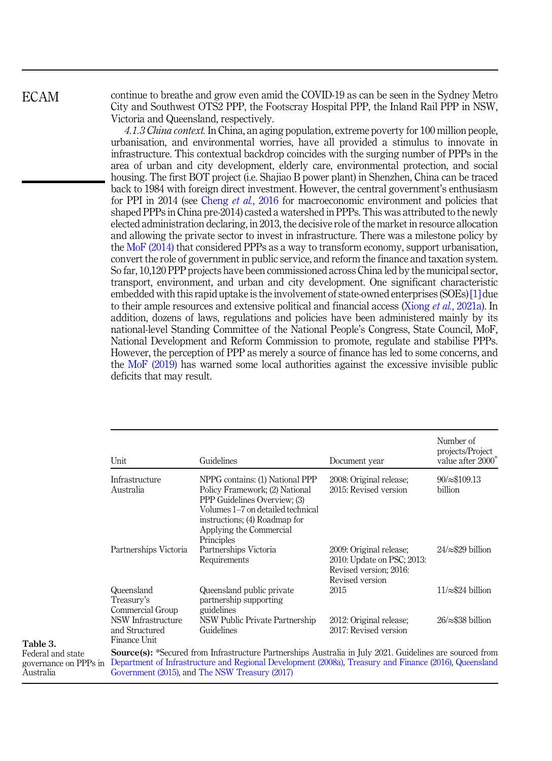continue to breathe and grow even amid the COVID-19 as can be seen in the Sydney Metro City and Southwest OTS2 PPP, the Footscray Hospital PPP, the Inland Rail PPP in NSW, Victoria and Queensland, respectively.

*4.1.3 China context.* In China, an aging population, extreme poverty for 100 million people, urbanisation, and environmental worries, have all provided a stimulus to innovate in infrastructure. This contextual backdrop coincides with the surging number of PPPs in the area of urban and city development, elderly care, environmental protection, and social housing. The first BOT project (i.e. Shajiao B power plant) in Shenzhen, China can be traced back to 1984 with foreign direct investment. However, the central government's enthusiasm for PPI in 2014 (see Cheng *et al.*, 2016 for macroeconomic environment and policies that shaped PPPs in China pre-2014) casted a watershed in PPPs. This was attributed to the newly elected administration declaring, in 2013, the decisive role of the market in resource allocation and allowing the private sector to invest in infrastructure. There was a milestone policy by the MoF (2014) that considered PPPs as a way to transform economy, support urbanisation, convert the role of government in public service, and reform the finance and taxation system. So far, 10,120 PPP projects have been commissioned across China led by the municipal sector, transport, environment, and urban and city development. One significant characteristic embedded with this rapid uptake is the involvement of state-owned enterprises (SOEs) [1] due to their ample resources and extensive political and financial access (Xiong *et al.*, 2021a). In addition, dozens of laws, regulations and policies have been administered mainly by its national-level Standing Committee of the National People's Congress, State Council, MoF, National Development and Reform Commission to promote, regulate and stabilise PPPs. However, the perception of PPP as merely a source of finance has led to some concerns, and the MoF (2019) has warned some local authorities against the excessive invisible public deficits that may result.

**Table 3.** Federal and state governance on PPPs in Australia

| Unit | Guidelines | Document year | Number of projects/Project value after 2000* |
|---|---|---|---|
| Infrastructure Australia | NPPG contains: (1) National PPP Policy Framework; (2) National PPP Guidelines Overview; (3) Volumes 1–7 on detailed technical instructions; (4) Roadmap for Applying the Commercial Principles | 2008: Original release; 2015: Revised version | 90/≈$109.13 billion |
| Partnerships Victoria | Partnerships Victoria Requirements | 2009: Original release; 2010: Update on PSC; 2013: Revised version; 2016: Revised version | 24/≈$29 billion |
| Queensland Treasury's Commercial Group | Queensland public private partnership supporting guidelines | 2015 | 11/≈$24 billion |
| NSW Infrastructure and Structured Finance Unit | NSW Public Private Partnership Guidelines | 2012: Original release; 2017: Revised version | 26/≈$38 billion |

**Source(s):** *Secured from Infrastructure Partnerships Australia in July 2021. Guidelines are sourced from Department of Infrastructure and Regional Development (2008a), Treasury and Finance (2016), Queensland Government (2015), and The NSW Treasury (2017)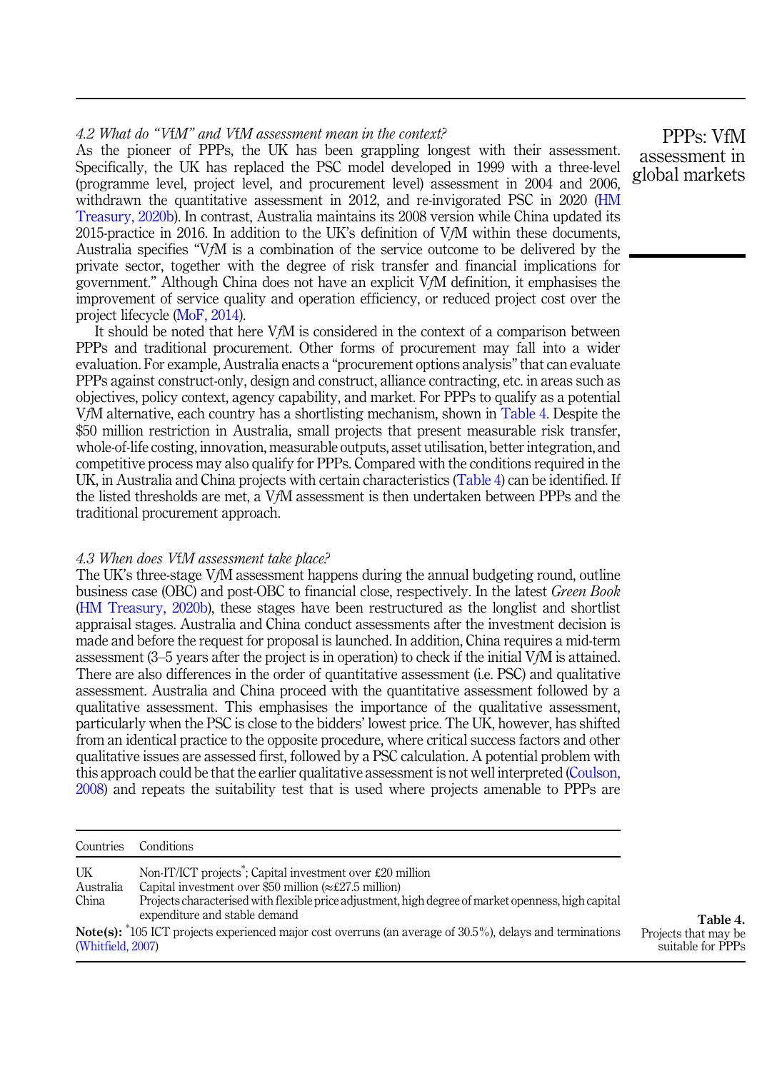### *4.2 What do "VfM" and VfM assessment mean in the context?*

As the pioneer of PPPs, the UK has been grappling longest with their assessment. Specifically, the UK has replaced the PSC model developed in 1999 with a three-level (programme level, project level, and procurement level) assessment in 2004 and 2006, withdrawn the quantitative assessment in 2012, and re-invigorated PSC in 2020 (HM Treasury, 2020b). In contrast, Australia maintains its 2008 version while China updated its 2015-practice in 2016. In addition to the UK's definition of V*f*M within these documents, Australia specifies "V*f*M is a combination of the service outcome to be delivered by the private sector, together with the degree of risk transfer and financial implications for government." Although China does not have an explicit V*f*M definition, it emphasises the improvement of service quality and operation efficiency, or reduced project cost over the project lifecycle (MoF, 2014).

It should be noted that here V*f*M is considered in the context of a comparison between PPPs and traditional procurement. Other forms of procurement may fall into a wider evaluation. For example, Australia enacts a "procurement options analysis" that can evaluate PPPs against construct-only, design and construct, alliance contracting, etc. in areas such as objectives, policy context, agency capability, and market. For PPPs to qualify as a potential V*f*M alternative, each country has a shortlisting mechanism, shown in Table 4. Despite the $50 million restriction in Australia, small projects that present measurable risk transfer, whole-of-life costing, innovation, measurable outputs, asset utilisation, better integration, and competitive process may also qualify for PPPs. Compared with the conditions required in the UK, in Australia and China projects with certain characteristics (Table 4) can be identified. If the listed thresholds are met, a V*f*M assessment is then undertaken between PPPs and the traditional procurement approach.

### *4.3 When does VfM assessment take place?*

The UK's three-stage V*f*M assessment happens during the annual budgeting round, outline business case (OBC) and post-OBC to financial close, respectively. In the latest *Green Book* (HM Treasury, 2020b), these stages have been restructured as the longlist and shortlist appraisal stages. Australia and China conduct assessments after the investment decision is made and before the request for proposal is launched. In addition, China requires a mid-term assessment (3–5 years after the project is in operation) to check if the initial V*f*M is attained. There are also differences in the order of quantitative assessment (i.e. PSC) and qualitative assessment. Australia and China proceed with the quantitative assessment followed by a qualitative assessment. This emphasises the importance of the qualitative assessment, particularly when the PSC is close to the bidders' lowest price. The UK, however, has shifted from an identical practice to the opposite procedure, where critical success factors and other qualitative issues are assessed first, followed by a PSC calculation. A potential problem with this approach could be that the earlier qualitative assessment is not well interpreted (Coulson, 2008) and repeats the suitability test that is used where projects amenable to PPPs are

| Countries | Conditions |
|---|---|
| UK | Non-IT/ICT projects*; Capital investment over £20 million |
| Australia | Capital investment over $50 million (≈£27.5 million) |
| China | Projects characterised with flexible price adjustment, high degree of market openness, high capital expenditure and stable demand |

**Note(s):** *105 ICT projects experienced major cost overruns (an average of 30.5%), delays and terminations (Whitfield, 2007)

**Table 4.** Projects that may be suitable for PPPs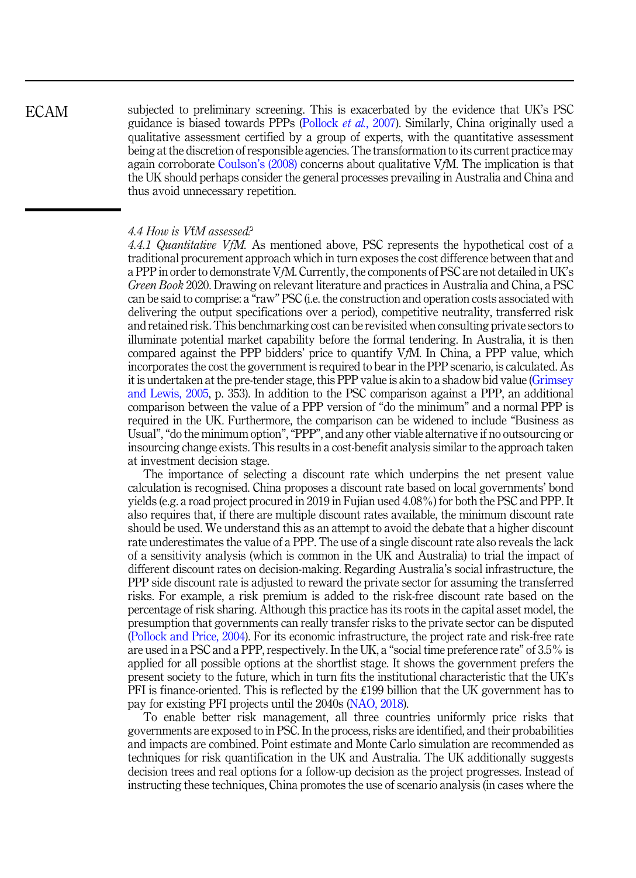subjected to preliminary screening. This is exacerbated by the evidence that UK's PSC guidance is biased towards PPPs (Pollock *et al.*, 2007). Similarly, China originally used a qualitative assessment certified by a group of experts, with the quantitative assessment being at the discretion of responsible agencies. The transformation to its current practice may again corroborate Coulson's (2008) concerns about qualitative V*f*M. The implication is that the UK should perhaps consider the general processes prevailing in Australia and China and thus avoid unnecessary repetition.

### *4.4 How is VfM assessed?*

*4.4.1 Quantitative VfM.* As mentioned above, PSC represents the hypothetical cost of a traditional procurement approach which in turn exposes the cost difference between that and a PPP in order to demonstrate V*f*M. Currently, the components of PSC are not detailed in UK's *Green Book* 2020. Drawing on relevant literature and practices in Australia and China, a PSC can be said to comprise: a "raw" PSC (i.e. the construction and operation costs associated with delivering the output specifications over a period), competitive neutrality, transferred risk and retained risk. This benchmarking cost can be revisited when consulting private sectors to illuminate potential market capability before the formal tendering. In Australia, it is then compared against the PPP bidders' price to quantify V*f*M. In China, a PPP value, which incorporates the cost the government is required to bear in the PPP scenario, is calculated. As it is undertaken at the pre-tender stage, this PPP value is akin to a shadow bid value (Grimsey and Lewis, 2005, p. 353). In addition to the PSC comparison against a PPP, an additional comparison between the value of a PPP version of "do the minimum" and a normal PPP is required in the UK. Furthermore, the comparison can be widened to include "Business as Usual", "do the minimum option", "PPP", and any other viable alternative if no outsourcing or insourcing change exists. This results in a cost-benefit analysis similar to the approach taken at investment decision stage.

The importance of selecting a discount rate which underpins the net present value calculation is recognised. China proposes a discount rate based on local governments' bond yields (e.g. a road project procured in 2019 in Fujian used 4.08%) for both the PSC and PPP. It also requires that, if there are multiple discount rates available, the minimum discount rate should be used. We understand this as an attempt to avoid the debate that a higher discount rate underestimates the value of a PPP. The use of a single discount rate also reveals the lack of a sensitivity analysis (which is common in the UK and Australia) to trial the impact of different discount rates on decision-making. Regarding Australia's social infrastructure, the PPP side discount rate is adjusted to reward the private sector for assuming the transferred risks. For example, a risk premium is added to the risk-free discount rate based on the percentage of risk sharing. Although this practice has its roots in the capital asset model, the presumption that governments can really transfer risks to the private sector can be disputed (Pollock and Price, 2004). For its economic infrastructure, the project rate and risk-free rate are used in a PSC and a PPP, respectively. In the UK, a "social time preference rate" of 3.5% is applied for all possible options at the shortlist stage. It shows the government prefers the present society to the future, which in turn fits the institutional characteristic that the UK's PFI is finance-oriented. This is reflected by the £199 billion that the UK government has to pay for existing PFI projects until the 2040s (NAO, 2018).

To enable better risk management, all three countries uniformly price risks that governments are exposed to in PSC. In the process, risks are identified, and their probabilities and impacts are combined. Point estimate and Monte Carlo simulation are recommended as techniques for risk quantification in the UK and Australia. The UK additionally suggests decision trees and real options for a follow-up decision as the project progresses. Instead of instructing these techniques, China promotes the use of scenario analysis (in cases where the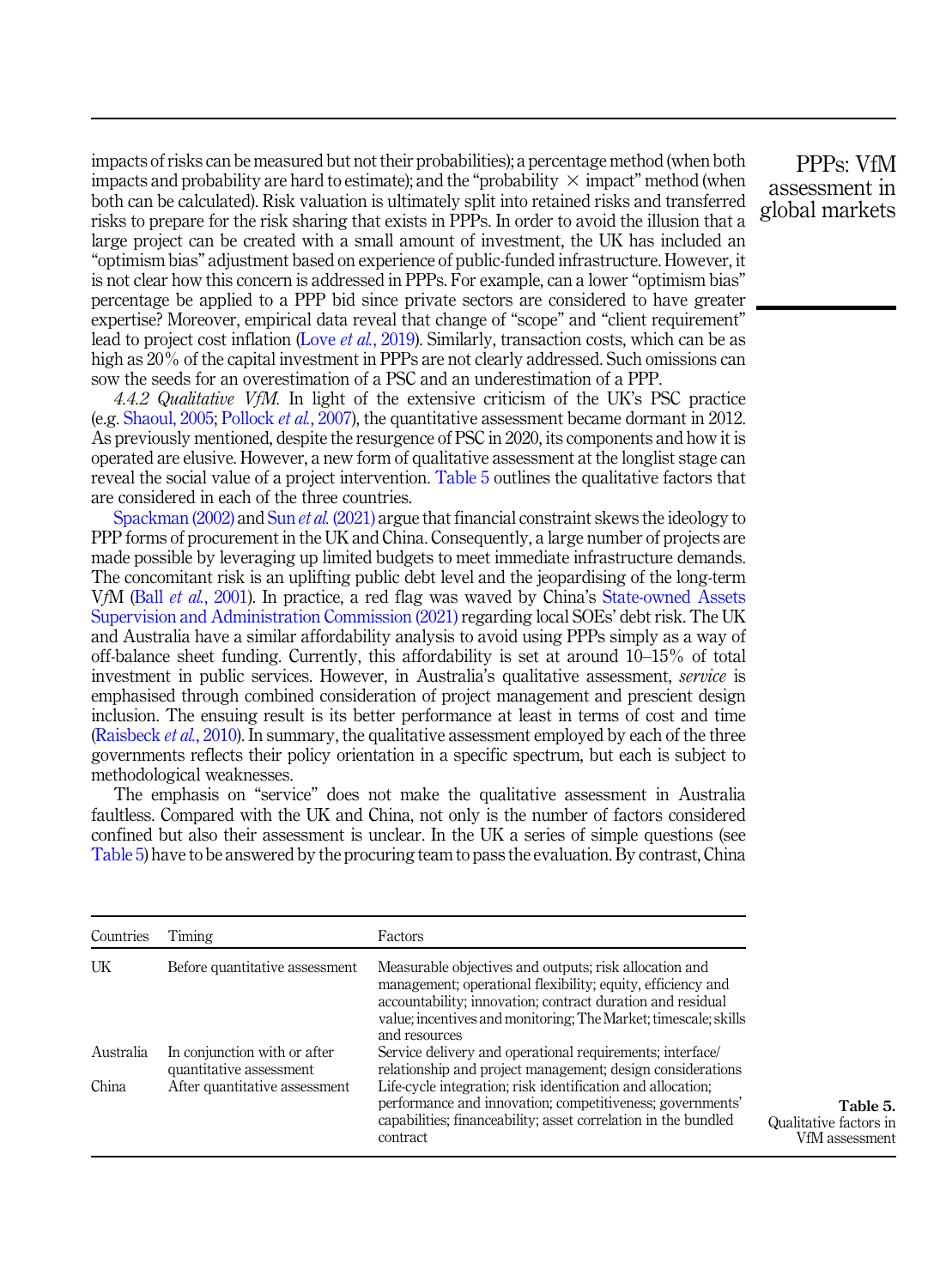impacts of risks can be measured but not their probabilities); a percentage method (when both impacts and probability are hard to estimate); and the "probability × impact" method (when both can be calculated). Risk valuation is ultimately split into retained risks and transferred risks to prepare for the risk sharing that exists in PPPs. In order to avoid the illusion that a large project can be created with a small amount of investment, the UK has included an "optimism bias" adjustment based on experience of public-funded infrastructure. However, it is not clear how this concern is addressed in PPPs. For example, can a lower "optimism bias" percentage be applied to a PPP bid since private sectors are considered to have greater expertise? Moreover, empirical data reveal that change of "scope" and "client requirement" lead to project cost inflation (Love *et al.*, 2019). Similarly, transaction costs, which can be as high as 20% of the capital investment in PPPs are not clearly addressed. Such omissions can sow the seeds for an overestimation of a PSC and an underestimation of a PPP.

*4.4.2 Qualitative VfM.* In light of the extensive criticism of the UK's PSC practice (e.g. Shaoul, 2005; Pollock *et al.*, 2007), the quantitative assessment became dormant in 2012. As previously mentioned, despite the resurgence of PSC in 2020, its components and how it is operated are elusive. However, a new form of qualitative assessment at the longlist stage can reveal the social value of a project intervention. Table 5 outlines the qualitative factors that are considered in each of the three countries.

Spackman (2002) and Sun *et al.* (2021) argue that financial constraint skews the ideology to PPP forms of procurement in the UK and China. Consequently, a large number of projects are made possible by leveraging up limited budgets to meet immediate infrastructure demands. The concomitant risk is an uplifting public debt level and the jeopardising of the long-term VfM (Ball *et al.*, 2001). In practice, a red flag was waved by China's State-owned Assets Supervision and Administration Commission (2021) regarding local SOEs' debt risk. The UK and Australia have a similar affordability analysis to avoid using PPPs simply as a way of off-balance sheet funding. Currently, this affordability is set at around 10–15% of total investment in public services. However, in Australia's qualitative assessment, *service* is emphasised through combined consideration of project management and prescient design inclusion. The ensuing result is its better performance at least in terms of cost and time (Raisbeck *et al.*, 2010). In summary, the qualitative assessment employed by each of the three governments reflects their policy orientation in a specific spectrum, but each is subject to methodological weaknesses.

The emphasis on "service" does not make the qualitative assessment in Australia faultless. Compared with the UK and China, not only is the number of factors considered confined but also their assessment is unclear. In the UK a series of simple questions (see Table 5) have to be answered by the procuring team to pass the evaluation. By contrast, China

| Countries | Timing | Factors |
|---|---|---|
| UK | Before quantitative assessment | Measurable objectives and outputs; risk allocation and management; operational flexibility; equity, efficiency and accountability; innovation; contract duration and residual value; incentives and monitoring; The Market; timescale; skills and resources |
| Australia | In conjunction with or after quantitative assessment | Service delivery and operational requirements; interface/relationship and project management; design considerations |
| China | After quantitative assessment | Life-cycle integration; risk identification and allocation; performance and innovation; competitiveness; governments' capabilities; financeability; asset correlation in the bundled contract |

**Table 5.** Qualitative factors in VfM assessment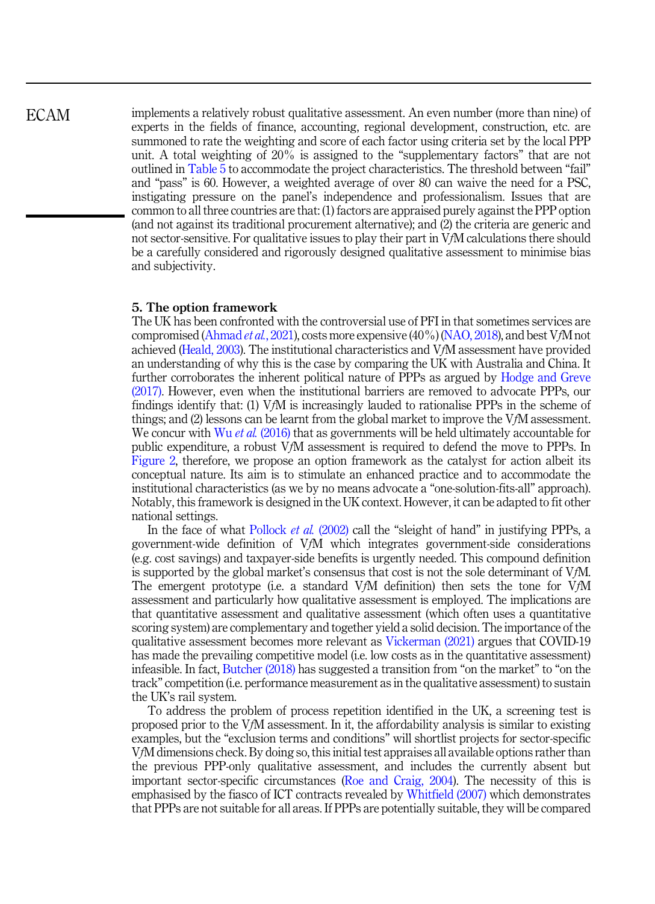implements a relatively robust qualitative assessment. An even number (more than nine) of experts in the fields of finance, accounting, regional development, construction, etc. are summoned to rate the weighting and score of each factor using criteria set by the local PPP unit. A total weighting of 20% is assigned to the "supplementary factors" that are not outlined in Table 5 to accommodate the project characteristics. The threshold between "fail" and "pass" is 60. However, a weighted average of over 80 can waive the need for a PSC, instigating pressure on the panel's independence and professionalism. Issues that are common to all three countries are that: (1) factors are appraised purely against the PPP option (and not against its traditional procurement alternative); and (2) the criteria are generic and not sector-sensitive. For qualitative issues to play their part in V*f*M calculations there should be a carefully considered and rigorously designed qualitative assessment to minimise bias and subjectivity.

## 5. The option framework

The UK has been confronted with the controversial use of PFI in that sometimes services are compromised (Ahmad *et al.*, 2021), costs more expensive (40%) (NAO, 2018), and best V*f*M not achieved (Heald, 2003). The institutional characteristics and V*f*M assessment have provided an understanding of why this is the case by comparing the UK with Australia and China. It further corroborates the inherent political nature of PPPs as argued by Hodge and Greve (2017). However, even when the institutional barriers are removed to advocate PPPs, our findings identify that: (1) V*f*M is increasingly lauded to rationalise PPPs in the scheme of things; and (2) lessons can be learnt from the global market to improve the V*f*M assessment. We concur with Wu *et al.* (2016) that as governments will be held ultimately accountable for public expenditure, a robust V*f*M assessment is required to defend the move to PPPs. In Figure 2, therefore, we propose an option framework as the catalyst for action albeit its conceptual nature. Its aim is to stimulate an enhanced practice and to accommodate the institutional characteristics (as we by no means advocate a "one-solution-fits-all" approach). Notably, this framework is designed in the UK context. However, it can be adapted to fit other national settings.

In the face of what Pollock *et al.* (2002) call the "sleight of hand" in justifying PPPs, a government-wide definition of V*f*M which integrates government-side considerations (e.g. cost savings) and taxpayer-side benefits is urgently needed. This compound definition is supported by the global market's consensus that cost is not the sole determinant of V*f*M. The emergent prototype (i.e. a standard V*f*M definition) then sets the tone for V*f*M assessment and particularly how qualitative assessment is employed. The implications are that quantitative assessment and qualitative assessment (which often uses a quantitative scoring system) are complementary and together yield a solid decision. The importance of the qualitative assessment becomes more relevant as Vickerman (2021) argues that COVID-19 has made the prevailing competitive model (i.e. low costs as in the quantitative assessment) infeasible. In fact, Butcher (2018) has suggested a transition from "on the market" to "on the track" competition (i.e. performance measurement as in the qualitative assessment) to sustain the UK's rail system.

To address the problem of process repetition identified in the UK, a screening test is proposed prior to the V*f*M assessment. In it, the affordability analysis is similar to existing examples, but the "exclusion terms and conditions" will shortlist projects for sector-specific V*f*M dimensions check. By doing so, this initial test appraises all available options rather than the previous PPP-only qualitative assessment, and includes the currently absent but important sector-specific circumstances (Roe and Craig, 2004). The necessity of this is emphasised by the fiasco of ICT contracts revealed by Whitfield (2007) which demonstrates that PPPs are not suitable for all areas. If PPPs are potentially suitable, they will be compared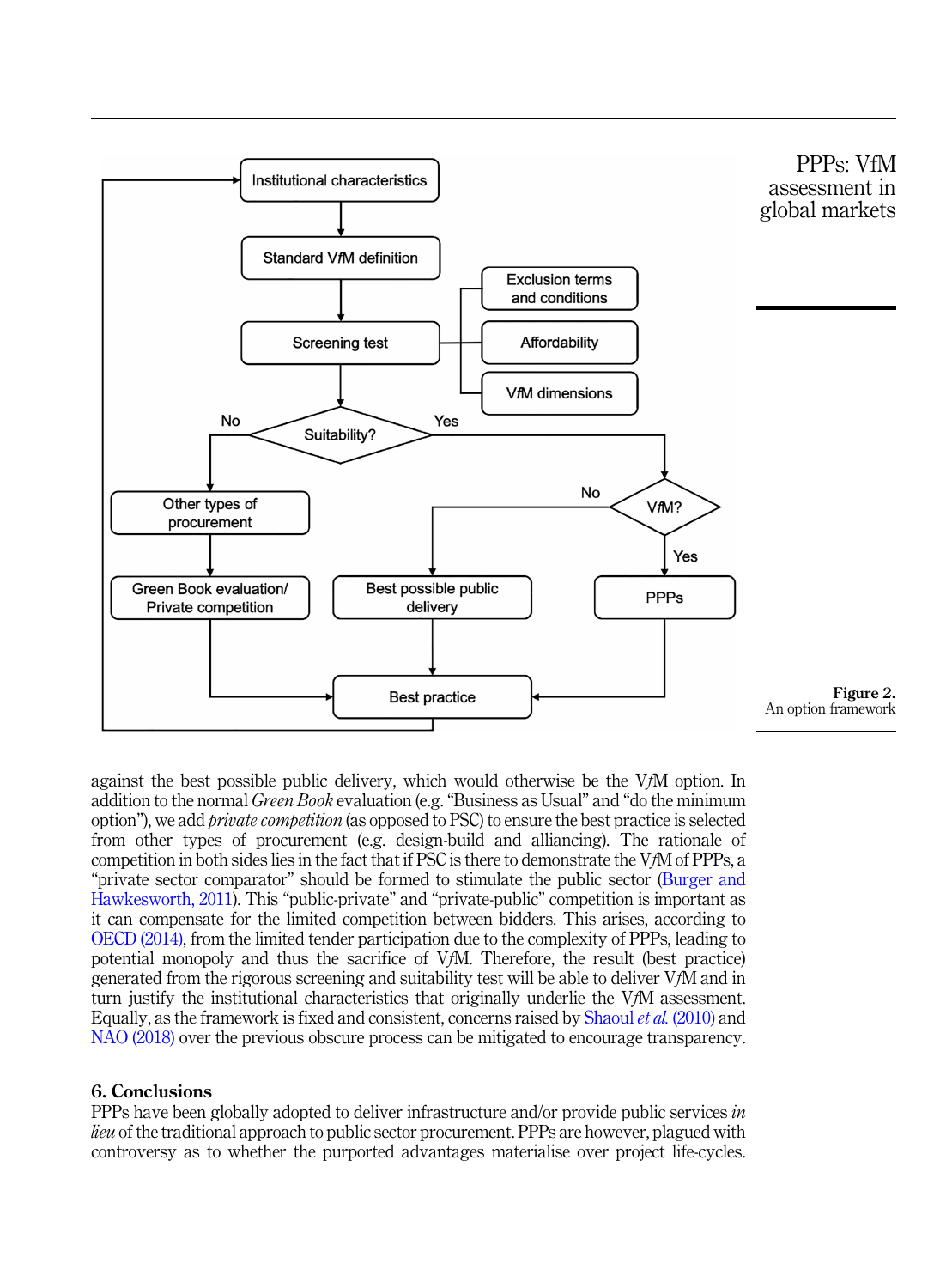Figure 2.
An option framework

against the best possible public delivery, which would otherwise be the V*f*M option. In addition to the normal *Green Book* evaluation (e.g. "Business as Usual" and "do the minimum option"), we add *private competition* (as opposed to PSC) to ensure the best practice is selected from other types of procurement (e.g. design-build and alliancing). The rationale of competition in both sides lies in the fact that if PSC is there to demonstrate the V*f*M of PPPs, a "private sector comparator" should be formed to stimulate the public sector (Burger and Hawkesworth, 2011). This "public-private" and "private-public" competition is important as it can compensate for the limited competition between bidders. This arises, according to OECD (2014), from the limited tender participation due to the complexity of PPPs, leading to potential monopoly and thus the sacrifice of V*f*M. Therefore, the result (best practice) generated from the rigorous screening and suitability test will be able to deliver V*f*M and in turn justify the institutional characteristics that originally underlie the V*f*M assessment. Equally, as the framework is fixed and consistent, concerns raised by Shaoul *et al.* (2010) and NAO (2018) over the previous obscure process can be mitigated to encourage transparency.

## 6. Conclusions

PPPs have been globally adopted to deliver infrastructure and/or provide public services *in lieu* of the traditional approach to public sector procurement. PPPs are however, plagued with controversy as to whether the purported advantages materialise over project life-cycles.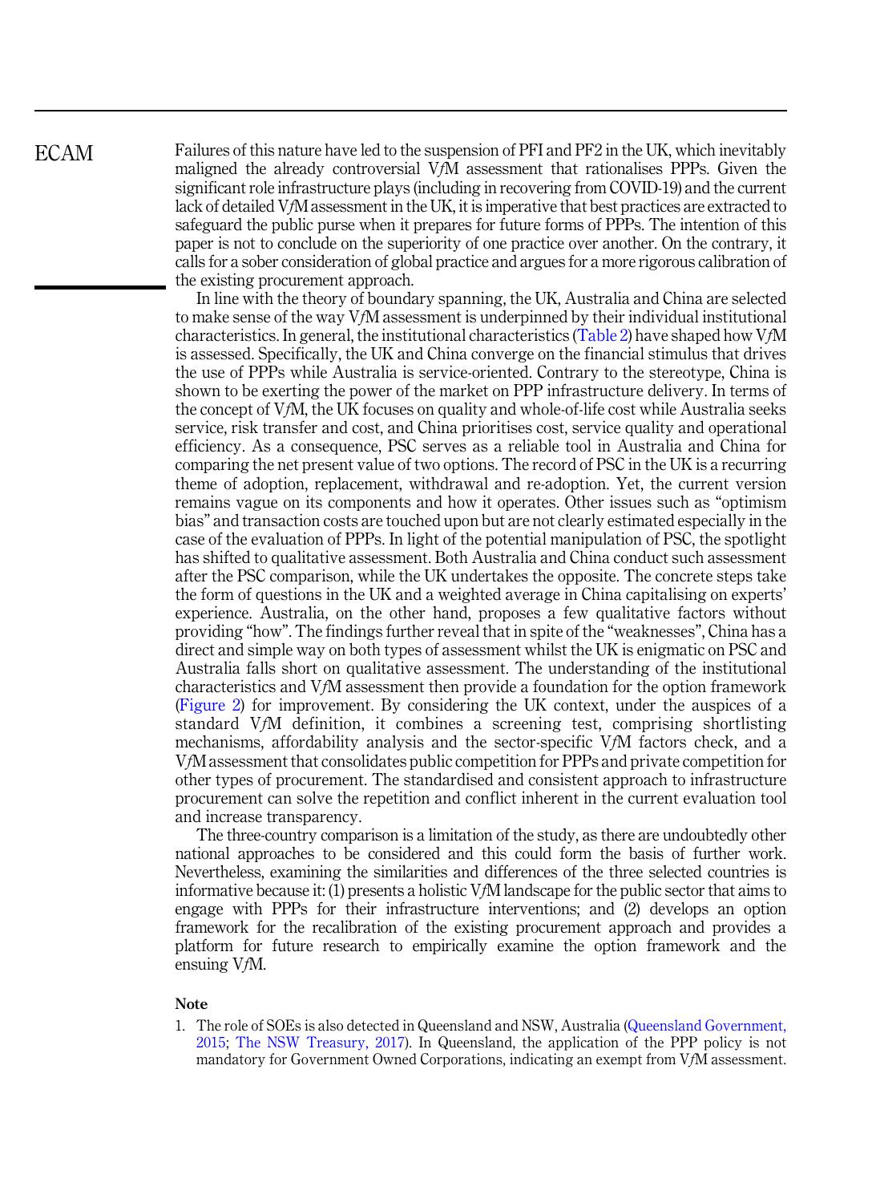Failures of this nature have led to the suspension of PFI and PF2 in the UK, which inevitably maligned the already controversial V*f*M assessment that rationalises PPPs. Given the significant role infrastructure plays (including in recovering from COVID-19) and the current lack of detailed V*f*M assessment in the UK, it is imperative that best practices are extracted to safeguard the public purse when it prepares for future forms of PPPs. The intention of this paper is not to conclude on the superiority of one practice over another. On the contrary, it calls for a sober consideration of global practice and argues for a more rigorous calibration of the existing procurement approach.

In line with the theory of boundary spanning, the UK, Australia and China are selected to make sense of the way V*f*M assessment is underpinned by their individual institutional characteristics. In general, the institutional characteristics (Table 2) have shaped how V*f*M is assessed. Specifically, the UK and China converge on the financial stimulus that drives the use of PPPs while Australia is service-oriented. Contrary to the stereotype, China is shown to be exerting the power of the market on PPP infrastructure delivery. In terms of the concept of V*f*M, the UK focuses on quality and whole-of-life cost while Australia seeks service, risk transfer and cost, and China prioritises cost, service quality and operational efficiency. As a consequence, PSC serves as a reliable tool in Australia and China for comparing the net present value of two options. The record of PSC in the UK is a recurring theme of adoption, replacement, withdrawal and re-adoption. Yet, the current version remains vague on its components and how it operates. Other issues such as "optimism bias" and transaction costs are touched upon but are not clearly estimated especially in the case of the evaluation of PPPs. In light of the potential manipulation of PSC, the spotlight has shifted to qualitative assessment. Both Australia and China conduct such assessment after the PSC comparison, while the UK undertakes the opposite. The concrete steps take the form of questions in the UK and a weighted average in China capitalising on experts' experience. Australia, on the other hand, proposes a few qualitative factors without providing "how". The findings further reveal that in spite of the "weaknesses", China has a direct and simple way on both types of assessment whilst the UK is enigmatic on PSC and Australia falls short on qualitative assessment. The understanding of the institutional characteristics and V*f*M assessment then provide a foundation for the option framework (Figure 2) for improvement. By considering the UK context, under the auspices of a standard V*f*M definition, it combines a screening test, comprising shortlisting mechanisms, affordability analysis and the sector-specific V*f*M factors check, and a V*f*M assessment that consolidates public competition for PPPs and private competition for other types of procurement. The standardised and consistent approach to infrastructure procurement can solve the repetition and conflict inherent in the current evaluation tool and increase transparency.

The three-country comparison is a limitation of the study, as there are undoubtedly other national approaches to be considered and this could form the basis of further work. Nevertheless, examining the similarities and differences of the three selected countries is informative because it: (1) presents a holistic V*f*M landscape for the public sector that aims to engage with PPPs for their infrastructure interventions; and (2) develops an option framework for the recalibration of the existing procurement approach and provides a platform for future research to empirically examine the option framework and the ensuing V*f*M.

## Note

1. The role of SOEs is also detected in Queensland and NSW, Australia (Queensland Government, 2015; The NSW Treasury, 2017). In Queensland, the application of the PPP policy is not mandatory for Government Owned Corporations, indicating an exempt from V*f*M assessment.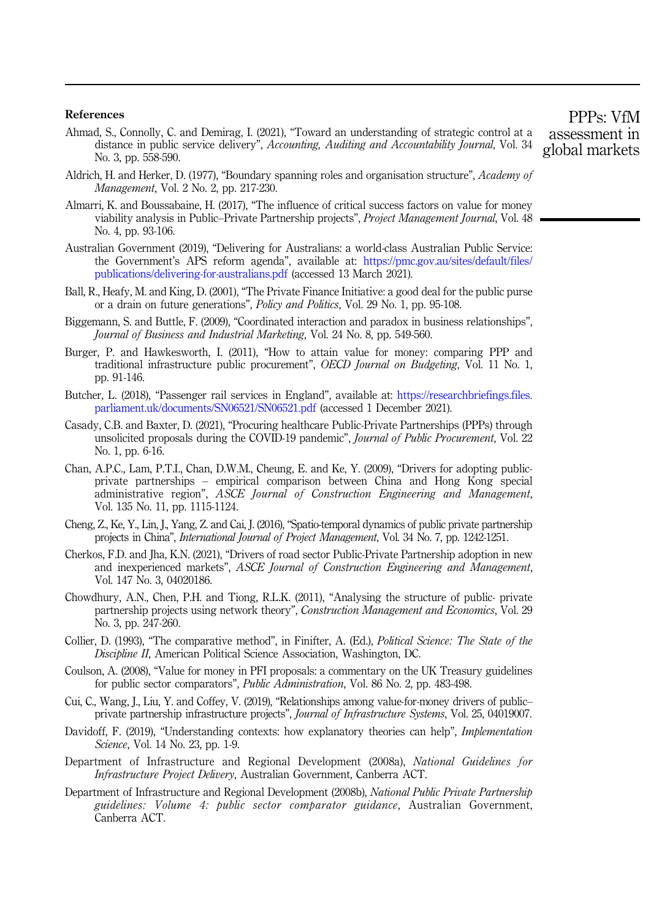## References

Ahmad, S., Connolly, C. and Demirag, I. (2021), "Toward an understanding of strategic control at a distance in public service delivery", *Accounting, Auditing and Accountability Journal*, Vol. 34 No. 3, pp. 558-590.

Aldrich, H. and Herker, D. (1977), "Boundary spanning roles and organisation structure", *Academy of Management*, Vol. 2 No. 2, pp. 217-230.

Almarri, K. and Boussabaine, H. (2017), "The influence of critical success factors on value for money viability analysis in Public–Private Partnership projects", *Project Management Journal*, Vol. 48 No. 4, pp. 93-106.

Australian Government (2019), "Delivering for Australians: a world-class Australian Public Service: the Government's APS reform agenda", available at: https://pmc.gov.au/sites/default/files/publications/delivering-for-australians.pdf (accessed 13 March 2021).

Ball, R., Heafy, M. and King, D. (2001), "The Private Finance Initiative: a good deal for the public purse or a drain on future generations", *Policy and Politics*, Vol. 29 No. 1, pp. 95-108.

Biggemann, S. and Buttle, F. (2009), "Coordinated interaction and paradox in business relationships", *Journal of Business and Industrial Marketing*, Vol. 24 No. 8, pp. 549-560.

Burger, P. and Hawkesworth, I. (2011), "How to attain value for money: comparing PPP and traditional infrastructure public procurement", *OECD Journal on Budgeting*, Vol. 11 No. 1, pp. 91-146.

Butcher, L. (2018), "Passenger rail services in England", available at: https://researchbriefings.files.parliament.uk/documents/SN06521/SN06521.pdf (accessed 1 December 2021).

Casady, C.B. and Baxter, D. (2021), "Procuring healthcare Public-Private Partnerships (PPPs) through unsolicited proposals during the COVID-19 pandemic", *Journal of Public Procurement*, Vol. 22 No. 1, pp. 6-16.

Chan, A.P.C., Lam, P.T.I., Chan, D.W.M., Cheung, E. and Ke, Y. (2009), "Drivers for adopting public-private partnerships – empirical comparison between China and Hong Kong special administrative region", *ASCE Journal of Construction Engineering and Management*, Vol. 135 No. 11, pp. 1115-1124.

Cheng, Z., Ke, Y., Lin, J., Yang, Z. and Cai, J. (2016), "Spatio-temporal dynamics of public private partnership projects in China", *International Journal of Project Management*, Vol. 34 No. 7, pp. 1242-1251.

Cherkos, F.D. and Jha, K.N. (2021), "Drivers of road sector Public-Private Partnership adoption in new and inexperienced markets", *ASCE Journal of Construction Engineering and Management*, Vol. 147 No. 3, 04020186.

Chowdhury, A.N., Chen, P.H. and Tiong, R.L.K. (2011), "Analysing the structure of public- private partnership projects using network theory", *Construction Management and Economics*, Vol. 29 No. 3, pp. 247-260.

Collier, D. (1993), "The comparative method", in Finifter, A. (Ed.), *Political Science: The State of the Discipline II*, American Political Science Association, Washington, DC.

Coulson, A. (2008), "Value for money in PFI proposals: a commentary on the UK Treasury guidelines for public sector comparators", *Public Administration*, Vol. 86 No. 2, pp. 483-498.

Cui, C., Wang, J., Liu, Y. and Coffey, V. (2019), "Relationships among value-for-money drivers of public–private partnership infrastructure projects", *Journal of Infrastructure Systems*, Vol. 25, 04019007.

Davidoff, F. (2019), "Understanding contexts: how explanatory theories can help", *Implementation Science*, Vol. 14 No. 23, pp. 1-9.

Department of Infrastructure and Regional Development (2008a), *National Guidelines for Infrastructure Project Delivery*, Australian Government, Canberra ACT.

Department of Infrastructure and Regional Development (2008b), *National Public Private Partnership guidelines: Volume 4: public sector comparator guidance*, Australian Government, Canberra ACT.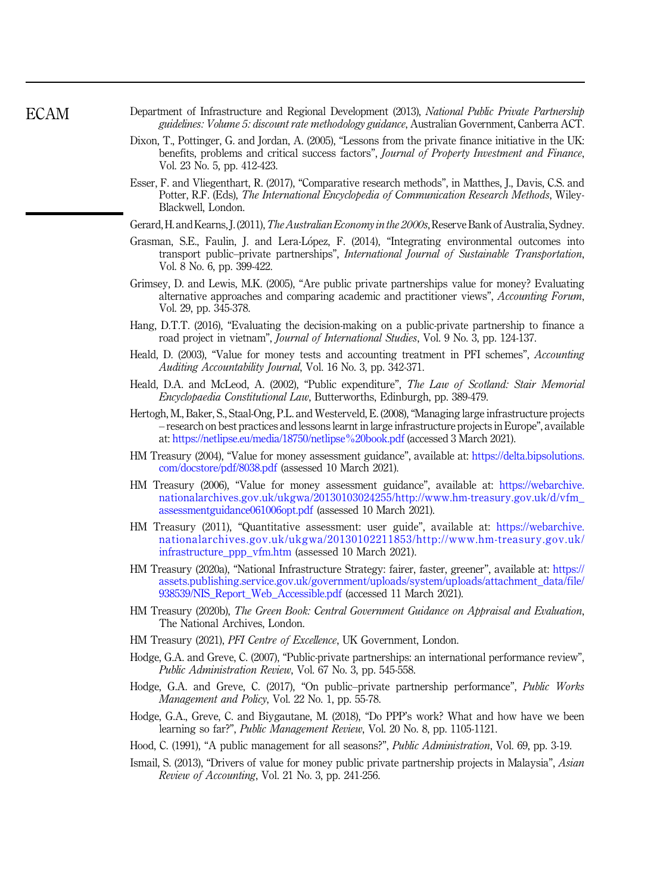Department of Infrastructure and Regional Development (2013), *National Public Private Partnership guidelines: Volume 5: discount rate methodology guidance*, Australian Government, Canberra ACT.

Dixon, T., Pottinger, G. and Jordan, A. (2005), "Lessons from the private finance initiative in the UK: benefits, problems and critical success factors", *Journal of Property Investment and Finance*, Vol. 23 No. 5, pp. 412-423.

Esser, F. and Vliegenthart, R. (2017), "Comparative research methods", in Matthes, J., Davis, C.S. and Potter, R.F. (Eds), *The International Encyclopedia of Communication Research Methods*, Wiley-Blackwell, London.

Gerard, H. and Kearns, J. (2011), *The Australian Economy in the 2000s*, Reserve Bank of Australia, Sydney.

Grasman, S.E., Faulin, J. and Lera-López, F. (2014), "Integrating environmental outcomes into transport public–private partnerships", *International Journal of Sustainable Transportation*, Vol. 8 No. 6, pp. 399-422.

Grimsey, D. and Lewis, M.K. (2005), "Are public private partnerships value for money? Evaluating alternative approaches and comparing academic and practitioner views", *Accounting Forum*, Vol. 29, pp. 345-378.

Hang, D.T.T. (2016), "Evaluating the decision-making on a public-private partnership to finance a road project in vietnam", *Journal of International Studies*, Vol. 9 No. 3, pp. 124-137.

Heald, D. (2003), "Value for money tests and accounting treatment in PFI schemes", *Accounting Auditing Accountability Journal*, Vol. 16 No. 3, pp. 342-371.

Heald, D.A. and McLeod, A. (2002), "Public expenditure", *The Law of Scotland: Stair Memorial Encyclopaedia Constitutional Law*, Butterworths, Edinburgh, pp. 389-479.

Hertogh, M., Baker, S., Staal-Ong, P.L. and Westerveld, E. (2008), "Managing large infrastructure projects – research on best practices and lessons learnt in large infrastructure projects in Europe", available at: https://netlipse.eu/media/18750/netlipse%20book.pdf (accessed 3 March 2021).

HM Treasury (2004), "Value for money assessment guidance", available at: https://delta.bipsolutions.com/docstore/pdf/8038.pdf (assessed 10 March 2021).

HM Treasury (2006), "Value for money assessment guidance", available at: https://webarchive.nationalarchives.gov.uk/ukgwa/20130103024255/http://www.hm-treasury.gov.uk/d/vfm_assessmentguidance061006opt.pdf (assessed 10 March 2021).

HM Treasury (2011), "Quantitative assessment: user guide", available at: https://webarchive.nationalarchives.gov.uk/ukgwa/20130102211853/http://www.hm-treasury.gov.uk/infrastructure_ppp_vfm.htm (assessed 10 March 2021).

HM Treasury (2020a), "National Infrastructure Strategy: fairer, faster, greener", available at: https://assets.publishing.service.gov.uk/government/uploads/system/uploads/attachment_data/file/938539/NIS_Report_Web_Accessible.pdf (accessed 11 March 2021).

HM Treasury (2020b), *The Green Book: Central Government Guidance on Appraisal and Evaluation*, The National Archives, London.

HM Treasury (2021), *PFI Centre of Excellence*, UK Government, London.

Hodge, G.A. and Greve, C. (2007), "Public-private partnerships: an international performance review", *Public Administration Review*, Vol. 67 No. 3, pp. 545-558.

Hodge, G.A. and Greve, C. (2017), "On public–private partnership performance", *Public Works Management and Policy*, Vol. 22 No. 1, pp. 55-78.

Hodge, G.A., Greve, C. and Biygautane, M. (2018), "Do PPP's work? What and how have we been learning so far?", *Public Management Review*, Vol. 20 No. 8, pp. 1105-1121.

Hood, C. (1991), "A public management for all seasons?", *Public Administration*, Vol. 69, pp. 3-19.

Ismail, S. (2013), "Drivers of value for money public private partnership projects in Malaysia", *Asian Review of Accounting*, Vol. 21 No. 3, pp. 241-256.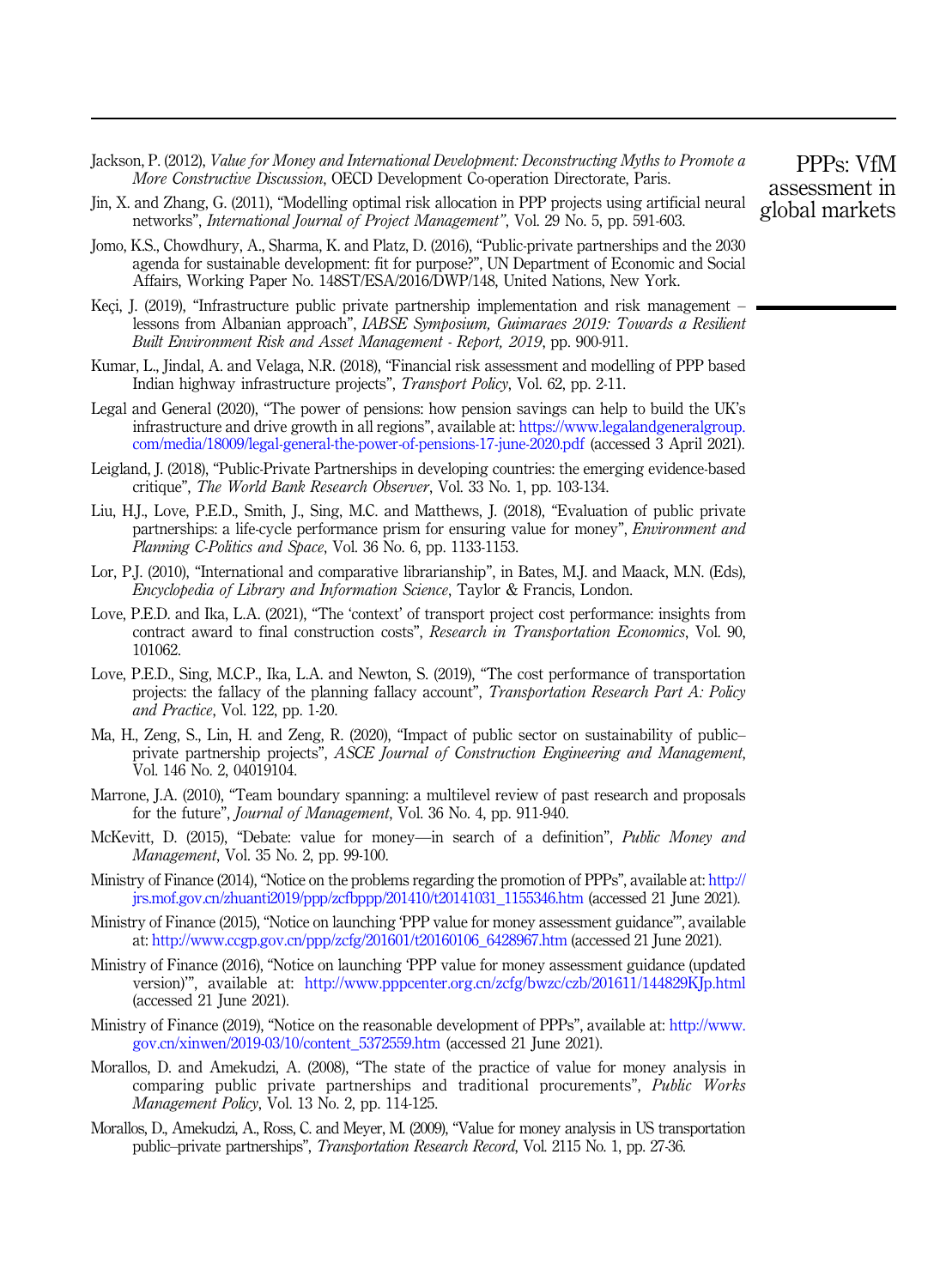Jackson, P. (2012), *Value for Money and International Development: Deconstructing Myths to Promote a More Constructive Discussion*, OECD Development Co-operation Directorate, Paris.

Jin, X. and Zhang, G. (2011), "Modelling optimal risk allocation in PPP projects using artificial neural networks", *International Journal of Project Management"*, Vol. 29 No. 5, pp. 591-603.

Jomo, K.S., Chowdhury, A., Sharma, K. and Platz, D. (2016), "Public-private partnerships and the 2030 agenda for sustainable development: fit for purpose?", UN Department of Economic and Social Affairs, Working Paper No. 148ST/ESA/2016/DWP/148, United Nations, New York.

Keçi, J. (2019), "Infrastructure public private partnership implementation and risk management – lessons from Albanian approach", *IABSE Symposium, Guimaraes 2019: Towards a Resilient Built Environment Risk and Asset Management - Report, 2019*, pp. 900-911.

Kumar, L., Jindal, A. and Velaga, N.R. (2018), "Financial risk assessment and modelling of PPP based Indian highway infrastructure projects", *Transport Policy*, Vol. 62, pp. 2-11.

Legal and General (2020), "The power of pensions: how pension savings can help to build the UK's infrastructure and drive growth in all regions", available at: https://www.legalandgeneralgroup.com/media/18009/legal-general-the-power-of-pensions-17-june-2020.pdf (accessed 3 April 2021).

Leigland, J. (2018), "Public-Private Partnerships in developing countries: the emerging evidence-based critique", *The World Bank Research Observer*, Vol. 33 No. 1, pp. 103-134.

Liu, H.J., Love, P.E.D., Smith, J., Sing, M.C. and Matthews, J. (2018), "Evaluation of public private partnerships: a life-cycle performance prism for ensuring value for money", *Environment and Planning C-Politics and Space*, Vol. 36 No. 6, pp. 1133-1153.

Lor, P.J. (2010), "International and comparative librarianship", in Bates, M.J. and Maack, M.N. (Eds), *Encyclopedia of Library and Information Science*, Taylor & Francis, London.

Love, P.E.D. and Ika, L.A. (2021), "The 'context' of transport project cost performance: insights from contract award to final construction costs", *Research in Transportation Economics*, Vol. 90, 101062.

Love, P.E.D., Sing, M.C.P., Ika, L.A. and Newton, S. (2019), "The cost performance of transportation projects: the fallacy of the planning fallacy account", *Transportation Research Part A: Policy and Practice*, Vol. 122, pp. 1-20.

Ma, H., Zeng, S., Lin, H. and Zeng, R. (2020), "Impact of public sector on sustainability of public–private partnership projects", *ASCE Journal of Construction Engineering and Management*, Vol. 146 No. 2, 04019104.

Marrone, J.A. (2010), "Team boundary spanning: a multilevel review of past research and proposals for the future", *Journal of Management*, Vol. 36 No. 4, pp. 911-940.

McKevitt, D. (2015), "Debate: value for money—in search of a definition", *Public Money and Management*, Vol. 35 No. 2, pp. 99-100.

Ministry of Finance (2014), "Notice on the problems regarding the promotion of PPPs", available at: http://jrs.mof.gov.cn/zhuanti2019/ppp/zcfbppp/201410/t20141031_1155346.htm (accessed 21 June 2021).

Ministry of Finance (2015), "Notice on launching 'PPP value for money assessment guidance'", available at: http://www.ccgp.gov.cn/ppp/zcfg/201601/t20160106_6428967.htm (accessed 21 June 2021).

Ministry of Finance (2016), "Notice on launching 'PPP value for money assessment guidance (updated version)'", available at: http://www.pppcenter.org.cn/zcfg/bwzc/czb/201611/144829KJp.html (accessed 21 June 2021).

Ministry of Finance (2019), "Notice on the reasonable development of PPPs", available at: http://www.gov.cn/xinwen/2019-03/10/content_5372559.htm (accessed 21 June 2021).

Morallos, D. and Amekudzi, A. (2008), "The state of the practice of value for money analysis in comparing public private partnerships and traditional procurements", *Public Works Management Policy*, Vol. 13 No. 2, pp. 114-125.

Morallos, D., Amekudzi, A., Ross, C. and Meyer, M. (2009), "Value for money analysis in US transportation public–private partnerships", *Transportation Research Record*, Vol. 2115 No. 1, pp. 27-36.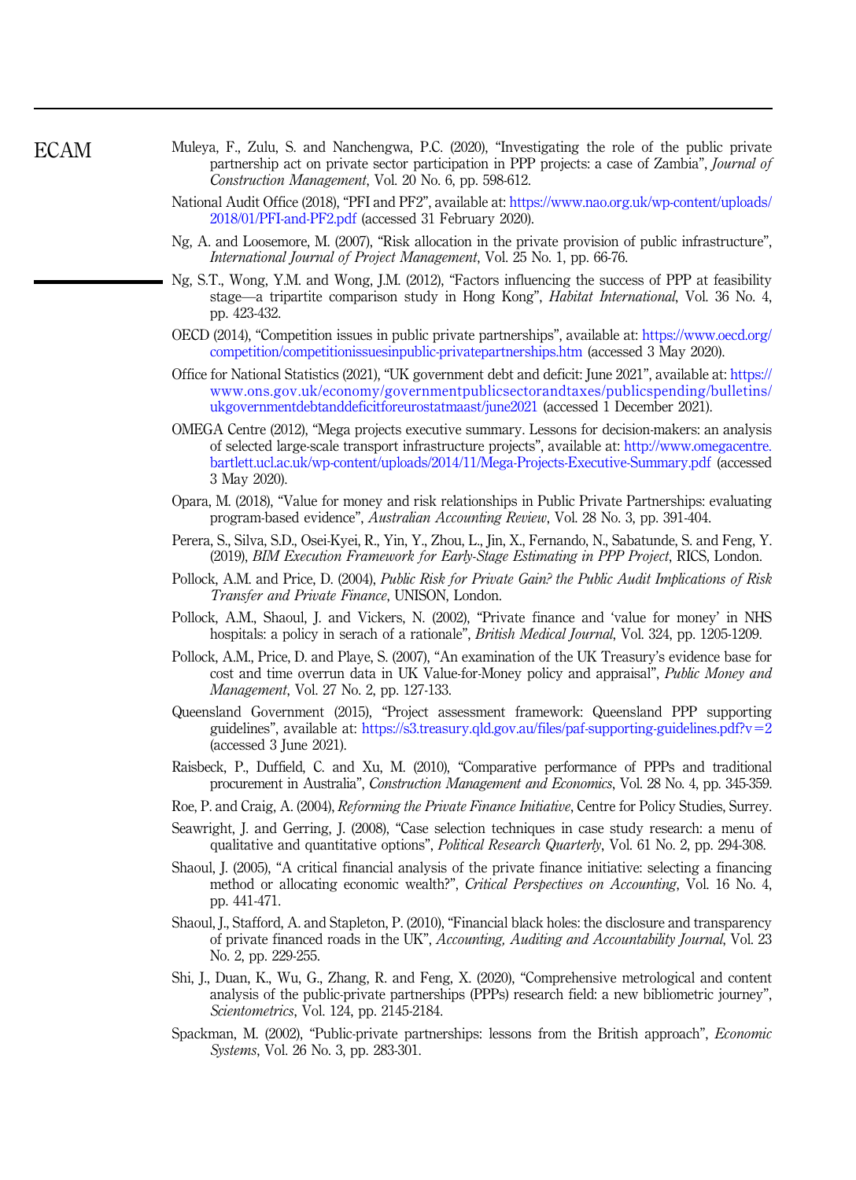Muleya, F., Zulu, S. and Nanchengwa, P.C. (2020), "Investigating the role of the public private partnership act on private sector participation in PPP projects: a case of Zambia", *Journal of Construction Management*, Vol. 20 No. 6, pp. 598-612.

National Audit Office (2018), "PFI and PF2", available at: https://www.nao.org.uk/wp-content/uploads/2018/01/PFI-and-PF2.pdf (accessed 31 February 2020).

Ng, A. and Loosemore, M. (2007), "Risk allocation in the private provision of public infrastructure", *International Journal of Project Management*, Vol. 25 No. 1, pp. 66-76.

Ng, S.T., Wong, Y.M. and Wong, J.M. (2012), "Factors influencing the success of PPP at feasibility stage—a tripartite comparison study in Hong Kong", *Habitat International*, Vol. 36 No. 4, pp. 423-432.

OECD (2014), "Competition issues in public private partnerships", available at: https://www.oecd.org/competition/competitionissuesinpublic-privatepartnerships.htm (accessed 3 May 2020).

Office for National Statistics (2021), "UK government debt and deficit: June 2021", available at: https://www.ons.gov.uk/economy/governmentpublicsectorandtaxes/publicspending/bulletins/ukgovernmentdebtanddeficitforeurostatmaast/june2021 (accessed 1 December 2021).

OMEGA Centre (2012), "Mega projects executive summary. Lessons for decision-makers: an analysis of selected large-scale transport infrastructure projects", available at: http://www.omegacentre.bartlett.ucl.ac.uk/wp-content/uploads/2014/11/Mega-Projects-Executive-Summary.pdf (accessed 3 May 2020).

Opara, M. (2018), "Value for money and risk relationships in Public Private Partnerships: evaluating program-based evidence", *Australian Accounting Review*, Vol. 28 No. 3, pp. 391-404.

Perera, S., Silva, S.D., Osei-Kyei, R., Yin, Y., Zhou, L., Jin, X., Fernando, N., Sabatunde, S. and Feng, Y. (2019), *BIM Execution Framework for Early-Stage Estimating in PPP Project*, RICS, London.

Pollock, A.M. and Price, D. (2004), *Public Risk for Private Gain? the Public Audit Implications of Risk Transfer and Private Finance*, UNISON, London.

Pollock, A.M., Shaoul, J. and Vickers, N. (2002), "Private finance and 'value for money' in NHS hospitals: a policy in serach of a rationale", *British Medical Journal*, Vol. 324, pp. 1205-1209.

Pollock, A.M., Price, D. and Playe, S. (2007), "An examination of the UK Treasury's evidence base for cost and time overrun data in UK Value-for-Money policy and appraisal", *Public Money and Management*, Vol. 27 No. 2, pp. 127-133.

Queensland Government (2015), "Project assessment framework: Queensland PPP supporting guidelines", available at: https://s3.treasury.qld.gov.au/files/paf-supporting-guidelines.pdf?v=2 (accessed 3 June 2021).

Raisbeck, P., Duffield, C. and Xu, M. (2010), "Comparative performance of PPPs and traditional procurement in Australia", *Construction Management and Economics*, Vol. 28 No. 4, pp. 345-359.

Roe, P. and Craig, A. (2004), *Reforming the Private Finance Initiative*, Centre for Policy Studies, Surrey.

Seawright, J. and Gerring, J. (2008), "Case selection techniques in case study research: a menu of qualitative and quantitative options", *Political Research Quarterly*, Vol. 61 No. 2, pp. 294-308.

Shaoul, J. (2005), "A critical financial analysis of the private finance initiative: selecting a financing method or allocating economic wealth?", *Critical Perspectives on Accounting*, Vol. 16 No. 4, pp. 441-471.

Shaoul, J., Stafford, A. and Stapleton, P. (2010), "Financial black holes: the disclosure and transparency of private financed roads in the UK", *Accounting, Auditing and Accountability Journal*, Vol. 23 No. 2, pp. 229-255.

Shi, J., Duan, K., Wu, G., Zhang, R. and Feng, X. (2020), "Comprehensive metrological and content analysis of the public-private partnerships (PPPs) research field: a new bibliometric journey", *Scientometrics*, Vol. 124, pp. 2145-2184.

Spackman, M. (2002), "Public-private partnerships: lessons from the British approach", *Economic Systems*, Vol. 26 No. 3, pp. 283-301.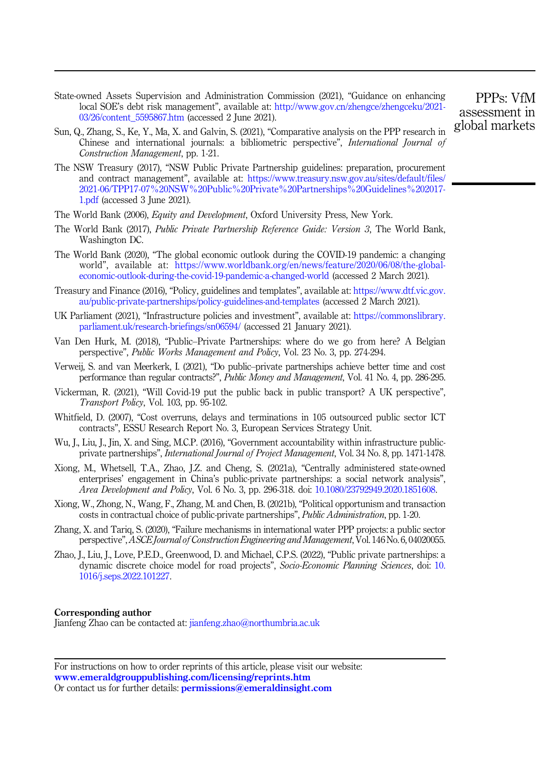State-owned Assets Supervision and Administration Commission (2021), "Guidance on enhancing local SOE's debt risk management", available at: http://www.gov.cn/zhengce/zhengceku/2021-03/26/content_5595867.htm (accessed 2 June 2021).

Sun, Q., Zhang, S., Ke, Y., Ma, X. and Galvin, S. (2021), "Comparative analysis on the PPP research in Chinese and international journals: a bibliometric perspective", *International Journal of Construction Management*, pp. 1-21.

The NSW Treasury (2017), "NSW Public Private Partnership guidelines: preparation, procurement and contract management", available at: https://www.treasury.nsw.gov.au/sites/default/files/2021-06/TPP17-07%20NSW%20Public%20Private%20Partnerships%20Guidelines%202017-1.pdf (accessed 3 June 2021).

The World Bank (2006), *Equity and Development*, Oxford University Press, New York.

The World Bank (2017), *Public Private Partnership Reference Guide: Version 3*, The World Bank, Washington DC.

The World Bank (2020), "The global economic outlook during the COVID-19 pandemic: a changing world", available at: https://www.worldbank.org/en/news/feature/2020/06/08/the-global-economic-outlook-during-the-covid-19-pandemic-a-changed-world (accessed 2 March 2021).

Treasury and Finance (2016), "Policy, guidelines and templates", available at: https://www.dtf.vic.gov.au/public-private-partnerships/policy-guidelines-and-templates (accessed 2 March 2021).

UK Parliament (2021), "Infrastructure policies and investment", available at: https://commonslibrary.parliament.uk/research-briefings/sn06594/ (accessed 21 January 2021).

Van Den Hurk, M. (2018), "Public–Private Partnerships: where do we go from here? A Belgian perspective", *Public Works Management and Policy*, Vol. 23 No. 3, pp. 274-294.

Verweij, S. and van Meerkerk, I. (2021), "Do public–private partnerships achieve better time and cost performance than regular contracts?", *Public Money and Management*, Vol. 41 No. 4, pp. 286-295.

Vickerman, R. (2021), "Will Covid-19 put the public back in public transport? A UK perspective", *Transport Policy*, Vol. 103, pp. 95-102.

Whitfield, D. (2007), "Cost overruns, delays and terminations in 105 outsourced public sector ICT contracts", ESSU Research Report No. 3, European Services Strategy Unit.

Wu, J., Liu, J., Jin, X. and Sing, M.C.P. (2016), "Government accountability within infrastructure public-private partnerships", *International Journal of Project Management*, Vol. 34 No. 8, pp. 1471-1478.

Xiong, M., Whetsell, T.A., Zhao, J.Z. and Cheng, S. (2021a), "Centrally administered state-owned enterprises' engagement in China's public-private partnerships: a social network analysis", *Area Development and Policy*, Vol. 6 No. 3, pp. 296-318. doi: 10.1080/23792949.2020.1851608.

Xiong, W., Zhong, N., Wang, F., Zhang, M. and Chen, B. (2021b), "Political opportunism and transaction costs in contractual choice of public-private partnerships", *Public Administration*, pp. 1-20.

Zhang, X. and Tariq, S. (2020), "Failure mechanisms in international water PPP projects: a public sector perspective", *ASCE Journal of Construction Engineering and Management*, Vol. 146 No. 6, 04020055.

Zhao, J., Liu, J., Love, P.E.D., Greenwood, D. and Michael, C.P.S. (2022), "Public private partnerships: a dynamic discrete choice model for road projects", *Socio-Economic Planning Sciences*, doi: 10.1016/j.seps.2022.101227.

**Corresponding author**
Jianfeng Zhao can be contacted at: jianfeng.zhao@northumbria.ac.uk

For instructions on how to order reprints of this article, please visit our website:
**www.emeraldgrouppublishing.com/licensing/reprints.htm**
Or contact us for further details: **permissions@emeraldinsight.com**